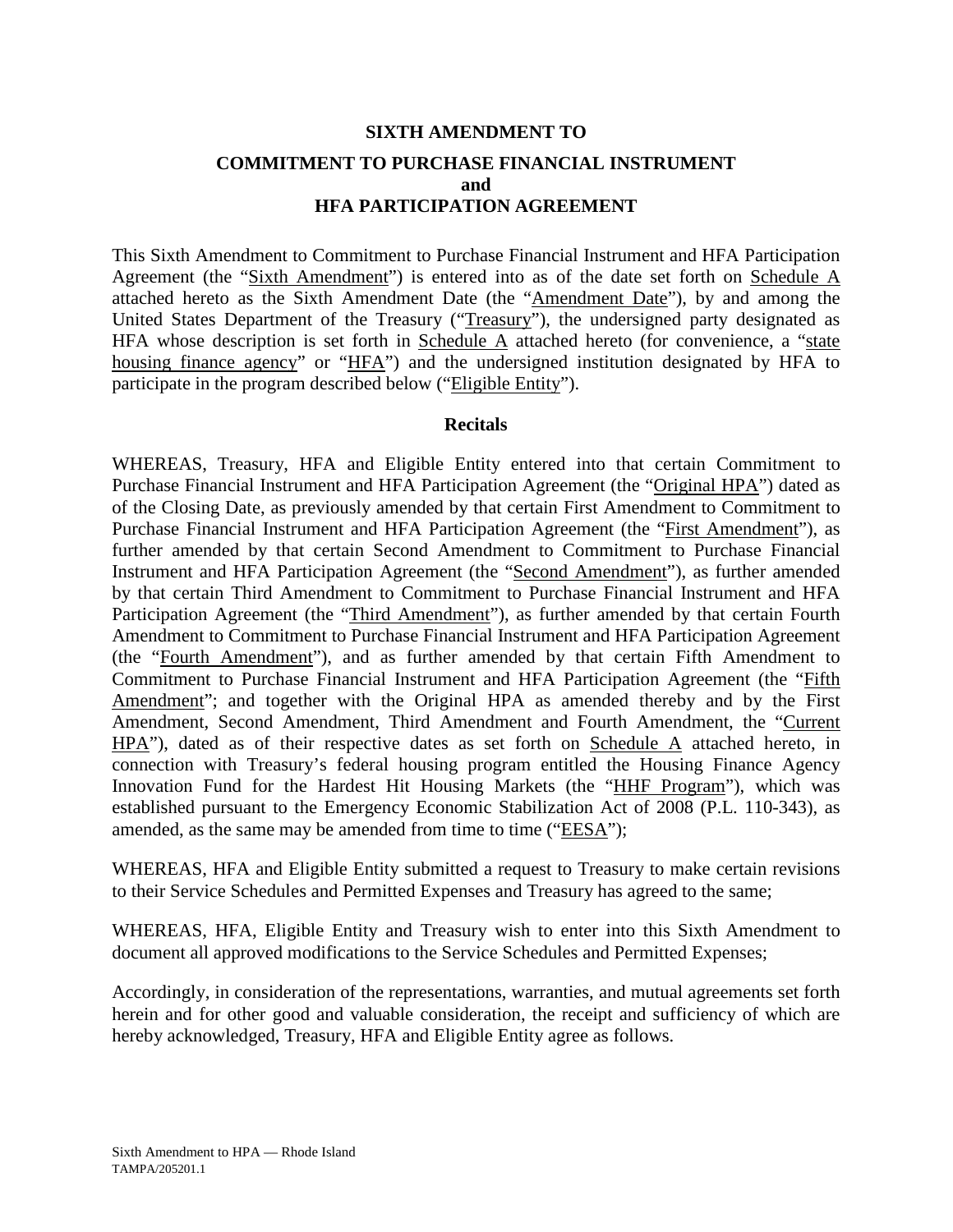**SIXTH AMENDMENT TO**

**COMMITMENT TO PURCHASE FINANCIAL INSTRUMENT**
**and**
**HFA PARTICIPATION AGREEMENT**

This Sixth Amendment to Commitment to Purchase Financial Instrument and HFA Participation Agreement (the "Sixth Amendment") is entered into as of the date set forth on Schedule A attached hereto as the Sixth Amendment Date (the "Amendment Date"), by and among the United States Department of the Treasury ("Treasury"), the undersigned party designated as HFA whose description is set forth in Schedule A attached hereto (for convenience, a "state housing finance agency" or "HFA") and the undersigned institution designated by HFA to participate in the program described below ("Eligible Entity").

**Recitals**

WHEREAS, Treasury, HFA and Eligible Entity entered into that certain Commitment to Purchase Financial Instrument and HFA Participation Agreement (the "Original HPA") dated as of the Closing Date, as previously amended by that certain First Amendment to Commitment to Purchase Financial Instrument and HFA Participation Agreement (the "First Amendment"), as further amended by that certain Second Amendment to Commitment to Purchase Financial Instrument and HFA Participation Agreement (the "Second Amendment"), as further amended by that certain Third Amendment to Commitment to Purchase Financial Instrument and HFA Participation Agreement (the "Third Amendment"), as further amended by that certain Fourth Amendment to Commitment to Purchase Financial Instrument and HFA Participation Agreement (the "Fourth Amendment"), and as further amended by that certain Fifth Amendment to Commitment to Purchase Financial Instrument and HFA Participation Agreement (the "Fifth Amendment"; and together with the Original HPA as amended thereby and by the First Amendment, Second Amendment, Third Amendment and Fourth Amendment, the "Current HPA"), dated as of their respective dates as set forth on Schedule A attached hereto, in connection with Treasury's federal housing program entitled the Housing Finance Agency Innovation Fund for the Hardest Hit Housing Markets (the "HHF Program"), which was established pursuant to the Emergency Economic Stabilization Act of 2008 (P.L. 110-343), as amended, as the same may be amended from time to time ("EESA");

WHEREAS, HFA and Eligible Entity submitted a request to Treasury to make certain revisions to their Service Schedules and Permitted Expenses and Treasury has agreed to the same;

WHEREAS, HFA, Eligible Entity and Treasury wish to enter into this Sixth Amendment to document all approved modifications to the Service Schedules and Permitted Expenses;

Accordingly, in consideration of the representations, warranties, and mutual agreements set forth herein and for other good and valuable consideration, the receipt and sufficiency of which are hereby acknowledged, Treasury, HFA and Eligible Entity agree as follows.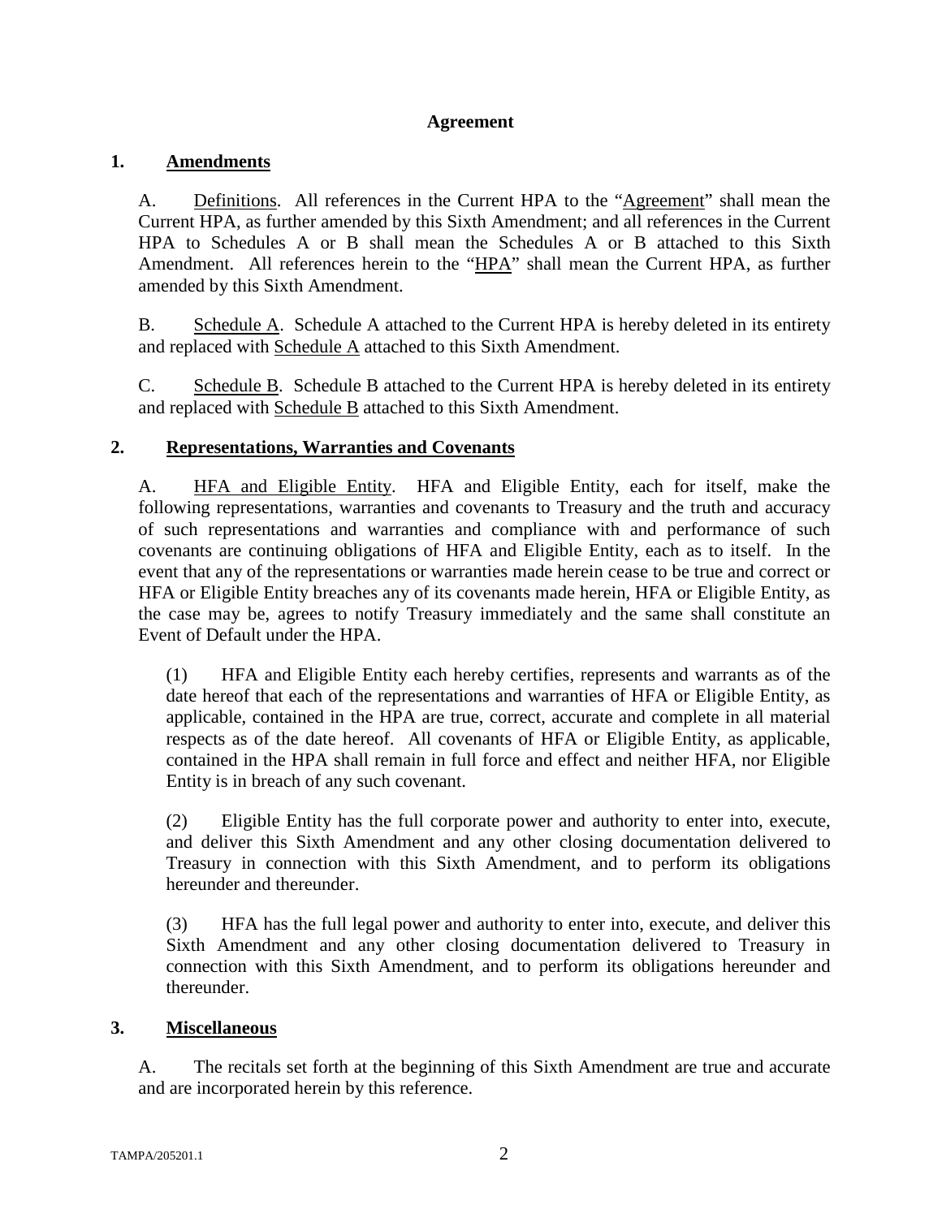## Agreement

### 1. Amendments

A. Definitions. All references in the Current HPA to the "Agreement" shall mean the Current HPA, as further amended by this Sixth Amendment; and all references in the Current HPA to Schedules A or B shall mean the Schedules A or B attached to this Sixth Amendment. All references herein to the "HPA" shall mean the Current HPA, as further amended by this Sixth Amendment.

B. Schedule A. Schedule A attached to the Current HPA is hereby deleted in its entirety and replaced with Schedule A attached to this Sixth Amendment.

C. Schedule B. Schedule B attached to the Current HPA is hereby deleted in its entirety and replaced with Schedule B attached to this Sixth Amendment.

### 2. Representations, Warranties and Covenants

A. HFA and Eligible Entity. HFA and Eligible Entity, each for itself, make the following representations, warranties and covenants to Treasury and the truth and accuracy of such representations and warranties and compliance with and performance of such covenants are continuing obligations of HFA and Eligible Entity, each as to itself. In the event that any of the representations or warranties made herein cease to be true and correct or HFA or Eligible Entity breaches any of its covenants made herein, HFA or Eligible Entity, as the case may be, agrees to notify Treasury immediately and the same shall constitute an Event of Default under the HPA.

(1) HFA and Eligible Entity each hereby certifies, represents and warrants as of the date hereof that each of the representations and warranties of HFA or Eligible Entity, as applicable, contained in the HPA are true, correct, accurate and complete in all material respects as of the date hereof. All covenants of HFA or Eligible Entity, as applicable, contained in the HPA shall remain in full force and effect and neither HFA, nor Eligible Entity is in breach of any such covenant.

(2) Eligible Entity has the full corporate power and authority to enter into, execute, and deliver this Sixth Amendment and any other closing documentation delivered to Treasury in connection with this Sixth Amendment, and to perform its obligations hereunder and thereunder.

(3) HFA has the full legal power and authority to enter into, execute, and deliver this Sixth Amendment and any other closing documentation delivered to Treasury in connection with this Sixth Amendment, and to perform its obligations hereunder and thereunder.

### 3. Miscellaneous

A. The recitals set forth at the beginning of this Sixth Amendment are true and accurate and are incorporated herein by this reference.

TAMPA/205201.1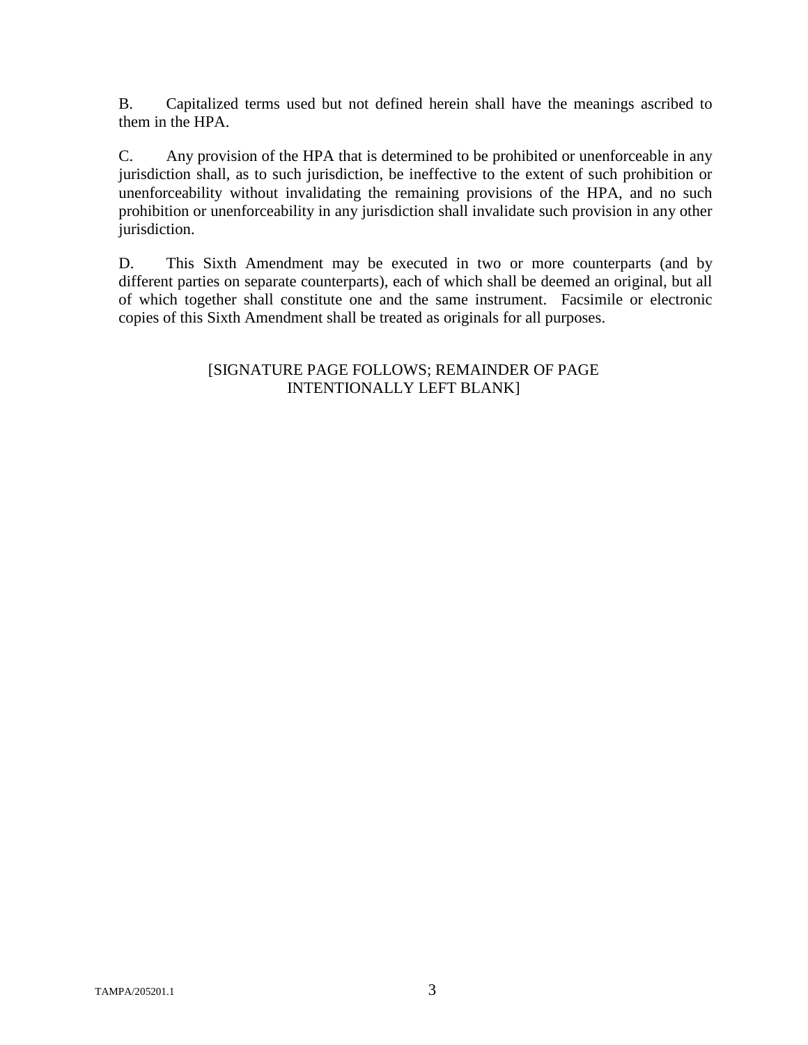B. Capitalized terms used but not defined herein shall have the meanings ascribed to them in the HPA.

C. Any provision of the HPA that is determined to be prohibited or unenforceable in any jurisdiction shall, as to such jurisdiction, be ineffective to the extent of such prohibition or unenforceability without invalidating the remaining provisions of the HPA, and no such prohibition or unenforceability in any jurisdiction shall invalidate such provision in any other jurisdiction.

D. This Sixth Amendment may be executed in two or more counterparts (and by different parties on separate counterparts), each of which shall be deemed an original, but all of which together shall constitute one and the same instrument. Facsimile or electronic copies of this Sixth Amendment shall be treated as originals for all purposes.

[SIGNATURE PAGE FOLLOWS; REMAINDER OF PAGE INTENTIONALLY LEFT BLANK]

TAMPA/205201.1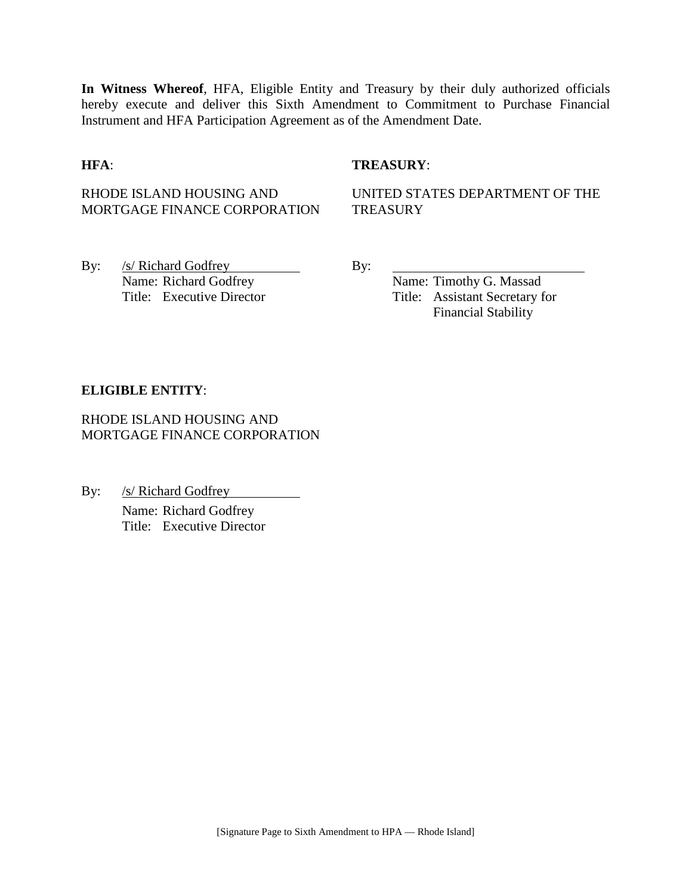**In Witness Whereof**, HFA, Eligible Entity and Treasury by their duly authorized officials hereby execute and deliver this Sixth Amendment to Commitment to Purchase Financial Instrument and HFA Participation Agreement as of the Amendment Date.

**HFA**:

RHODE ISLAND HOUSING AND MORTGAGE FINANCE CORPORATION

By: /s/ Richard Godfrey
Name: Richard Godfrey
Title: Executive Director

**TREASURY**:

UNITED STATES DEPARTMENT OF THE TREASURY

By: ____________________________
Name: Timothy G. Massad
Title: Assistant Secretary for Financial Stability

**ELIGIBLE ENTITY**:

RHODE ISLAND HOUSING AND MORTGAGE FINANCE CORPORATION

By: /s/ Richard Godfrey
Name: Richard Godfrey
Title: Executive Director

[Signature Page to Sixth Amendment to HPA — Rhode Island]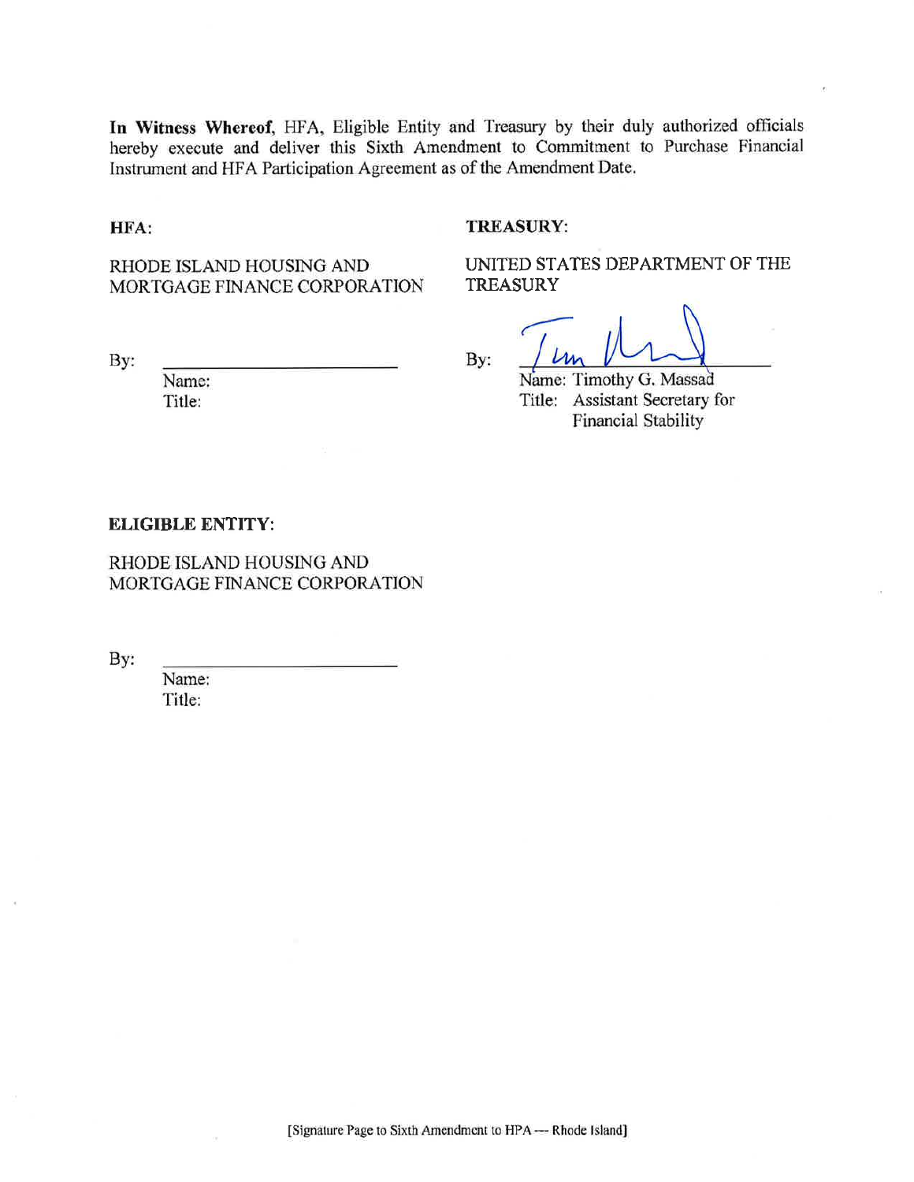**In Witness Whereof**, HFA, Eligible Entity and Treasury by their duly authorized officials hereby execute and deliver this Sixth Amendment to Commitment to Purchase Financial Instrument and HFA Participation Agreement as of the Amendment Date.

**HFA:**

RHODE ISLAND HOUSING AND MORTGAGE FINANCE CORPORATION

By: \_\_\_\_\_\_\_\_\_\_\_\_\_\_\_\_\_\_\_\_\_\_\_\_

Name:

Title:

**TREASURY:**

UNITED STATES DEPARTMENT OF THE TREASURY

By: \_\_\_\_\_\_\_\_\_\_\_\_\_\_\_\_\_\_\_\_\_\_\_\_

Name: Timothy G. Massad

Title: Assistant Secretary for Financial Stability

**ELIGIBLE ENTITY:**

RHODE ISLAND HOUSING AND MORTGAGE FINANCE CORPORATION

By: \_\_\_\_\_\_\_\_\_\_\_\_\_\_\_\_\_\_\_\_\_\_\_\_

Name:

Title:

[Signature Page to Sixth Amendment to HPA — Rhode Island]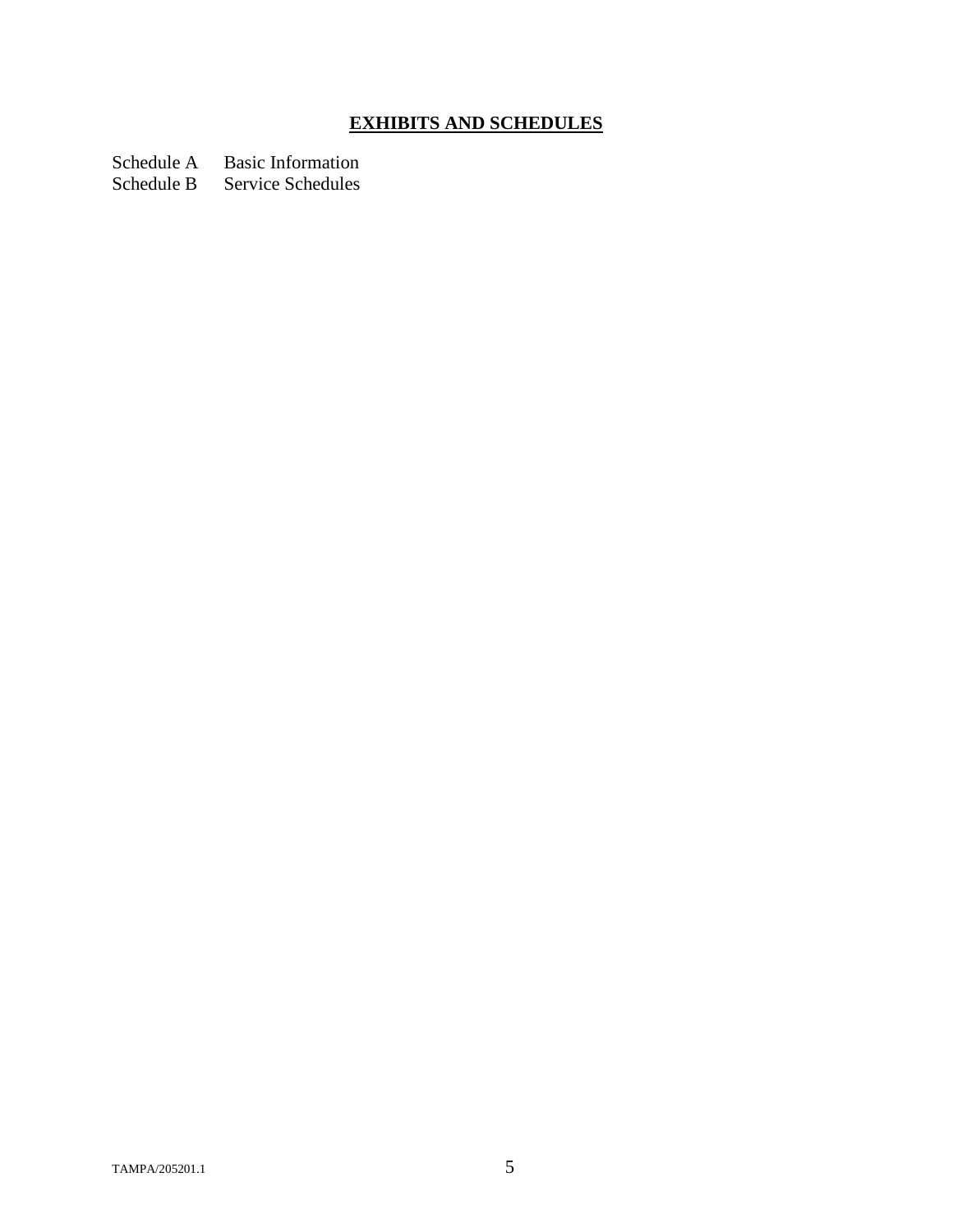## **EXHIBITS AND SCHEDULES**

Schedule A Basic Information
Schedule B Service Schedules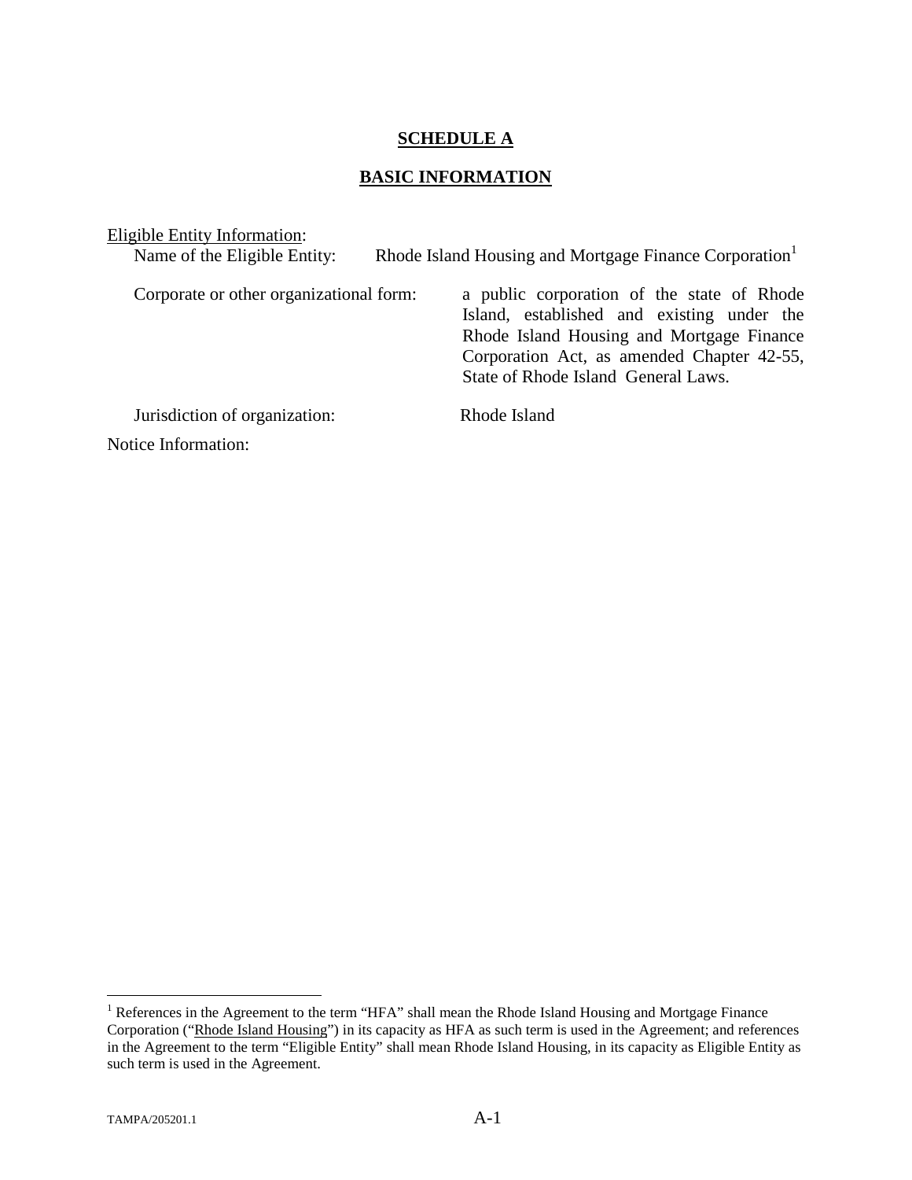**SCHEDULE A**

**BASIC INFORMATION**

Eligible Entity Information:

Name of the Eligible Entity: Rhode Island Housing and Mortgage Finance Corporation[1]

Corporate or other organizational form: a public corporation of the state of Rhode Island, established and existing under the Rhode Island Housing and Mortgage Finance Corporation Act, as amended Chapter 42-55, State of Rhode Island General Laws.

Jurisdiction of organization: Rhode Island

Notice Information:

---

[1] References in the Agreement to the term "HFA" shall mean the Rhode Island Housing and Mortgage Finance Corporation ("Rhode Island Housing") in its capacity as HFA as such term is used in the Agreement; and references in the Agreement to the term "Eligible Entity" shall mean Rhode Island Housing, in its capacity as Eligible Entity as such term is used in the Agreement.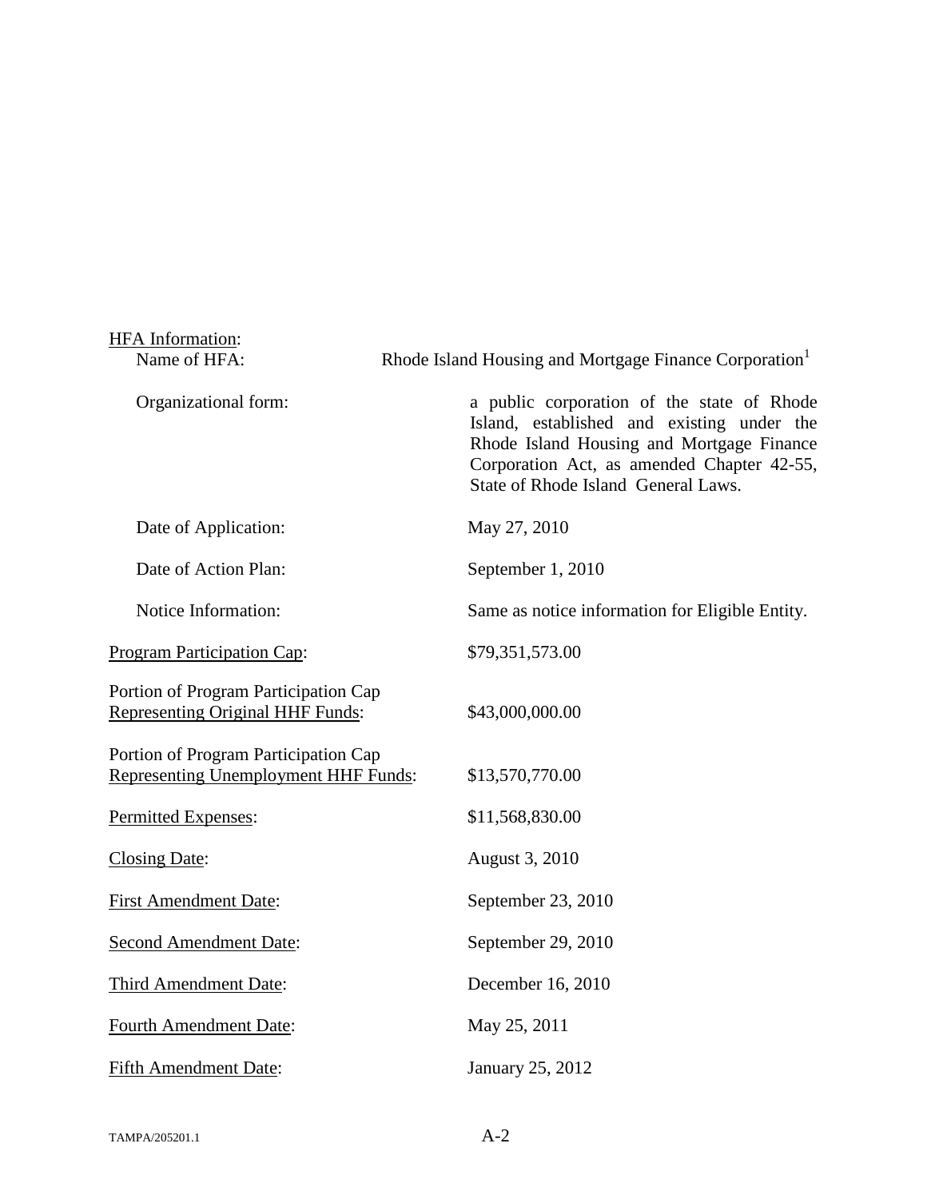<u>HFA Information</u>:

| | |
|---|---|
| Name of HFA: | Rhode Island Housing and Mortgage Finance Corporation[1] |
| Organizational form: | a public corporation of the state of Rhode Island, established and existing under the Rhode Island Housing and Mortgage Finance Corporation Act, as amended Chapter 42-55, State of Rhode Island General Laws. |
| Date of Application: | May 27, 2010 |
| Date of Action Plan: | September 1, 2010 |
| Notice Information: | Same as notice information for Eligible Entity. |
| <u>Program Participation Cap</u>: | $79,351,573.00 |
| Portion of Program Participation Cap <u>Representing Original HHF Funds</u>: | $43,000,000.00 |
| Portion of Program Participation Cap <u>Representing Unemployment HHF Funds</u>: | $13,570,770.00 |
| <u>Permitted Expenses</u>: | $11,568,830.00 |
| <u>Closing Date</u>: | August 3, 2010 |
| <u>First Amendment Date</u>: | September 23, 2010 |
| <u>Second Amendment Date</u>: | September 29, 2010 |
| <u>Third Amendment Date</u>: | December 16, 2010 |
| <u>Fourth Amendment Date</u>: | May 25, 2011 |
| <u>Fifth Amendment Date</u>: | January 25, 2012 |

TAMPA/205201.1

A-2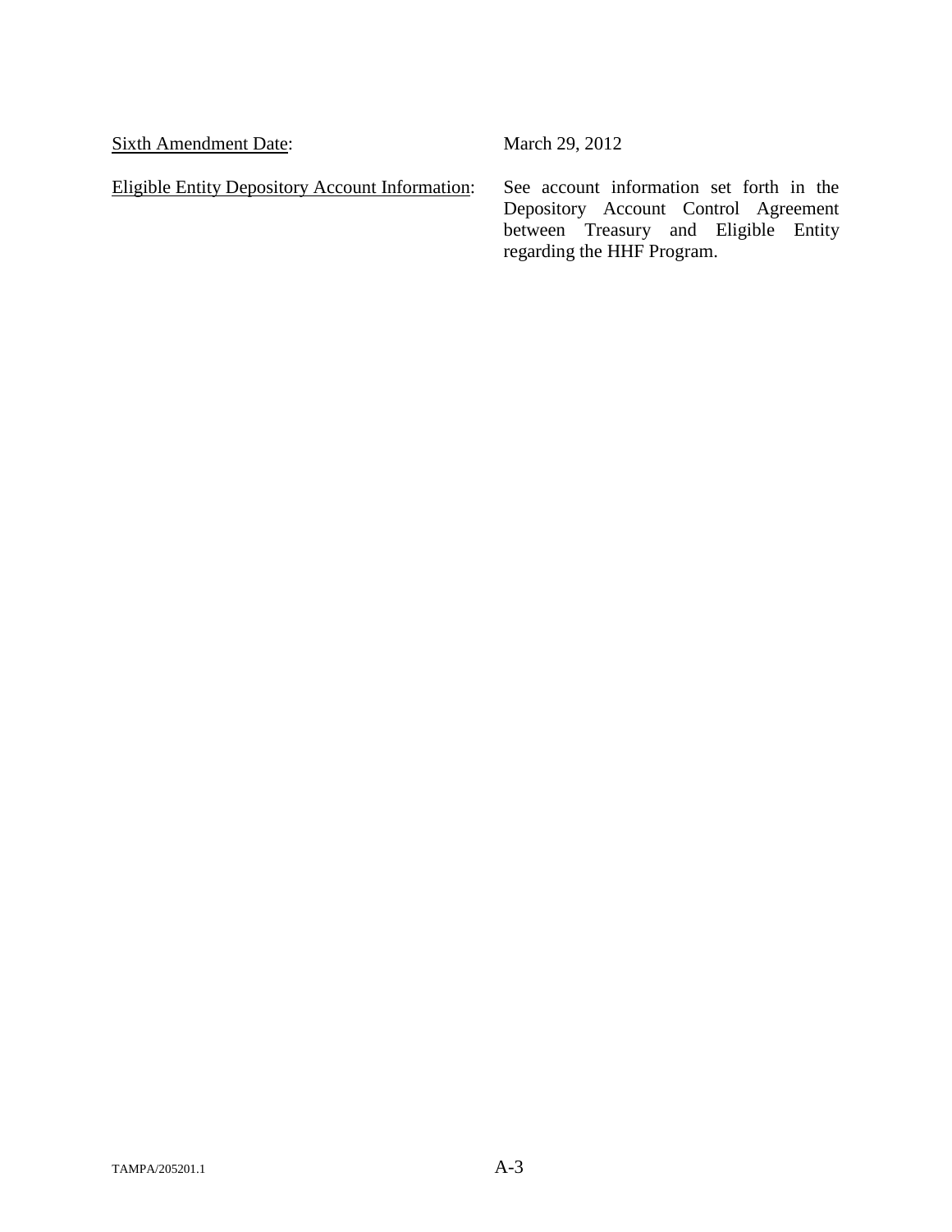| | |
|---|---|
| <u>Sixth Amendment Date</u>: | March 29, 2012 |
| <u>Eligible Entity Depository Account Information</u>: | See account information set forth in the Depository Account Control Agreement between Treasury and Eligible Entity regarding the HHF Program. |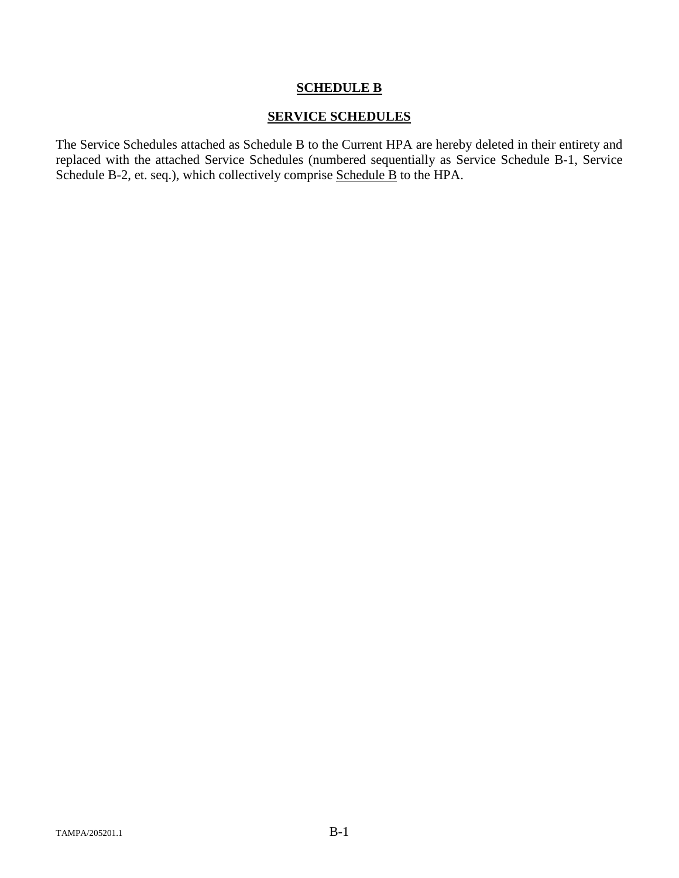# SCHEDULE B

## SERVICE SCHEDULES

The Service Schedules attached as Schedule B to the Current HPA are hereby deleted in their entirety and replaced with the attached Service Schedules (numbered sequentially as Service Schedule B-1, Service Schedule B-2, et. seq.), which collectively comprise Schedule B to the HPA.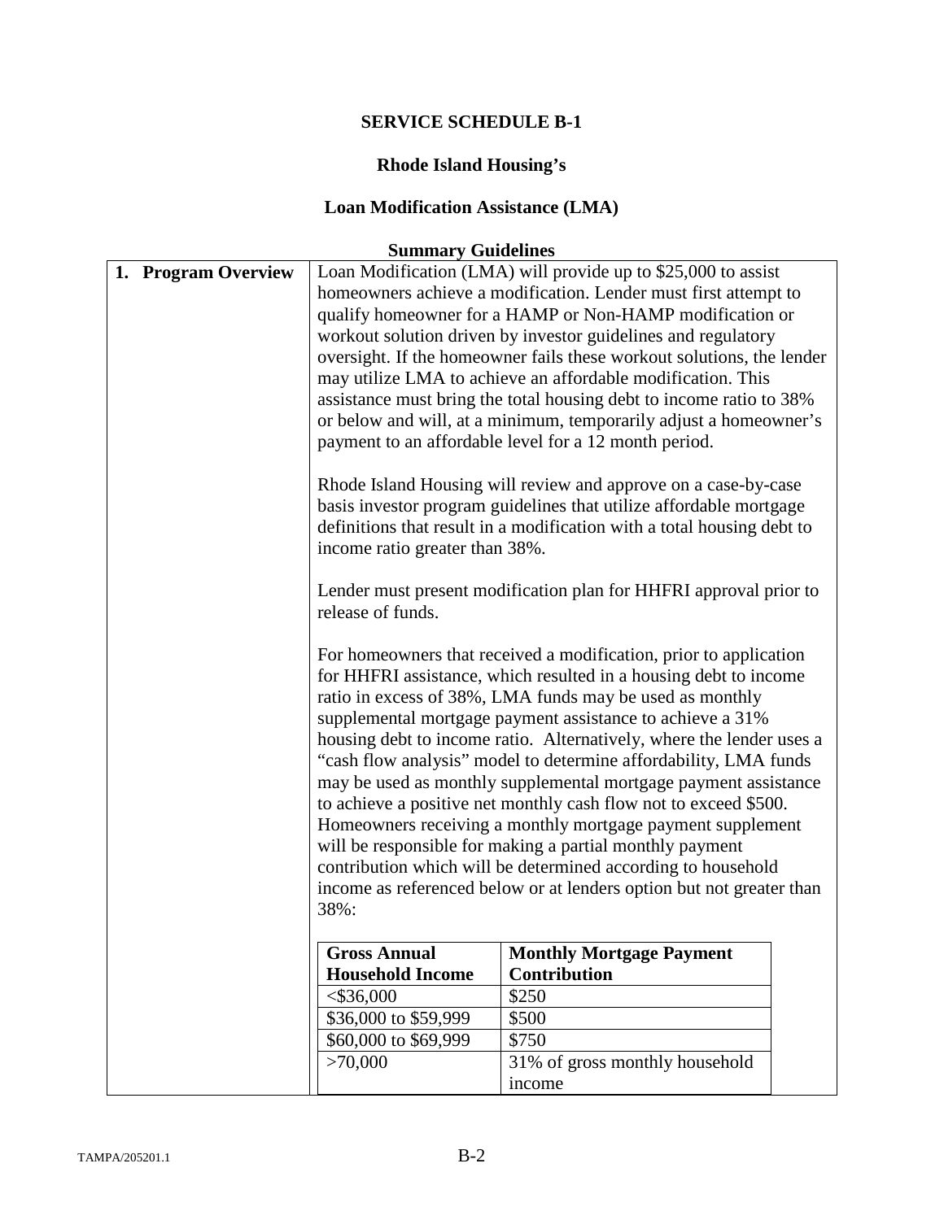## SERVICE SCHEDULE B-1

## Rhode Island Housing's

## Loan Modification Assistance (LMA)

### Summary Guidelines

**1. Program Overview**

Loan Modification (LMA) will provide up to $25,000 to assist homeowners achieve a modification. Lender must first attempt to qualify homeowner for a HAMP or Non-HAMP modification or workout solution driven by investor guidelines and regulatory oversight. If the homeowner fails these workout solutions, the lender may utilize LMA to achieve an affordable modification. This assistance must bring the total housing debt to income ratio to 38% or below and will, at a minimum, temporarily adjust a homeowner's payment to an affordable level for a 12 month period.

Rhode Island Housing will review and approve on a case-by-case basis investor program guidelines that utilize affordable mortgage definitions that result in a modification with a total housing debt to income ratio greater than 38%.

Lender must present modification plan for HHFRI approval prior to release of funds.

For homeowners that received a modification, prior to application for HHFRI assistance, which resulted in a housing debt to income ratio in excess of 38%, LMA funds may be used as monthly supplemental mortgage payment assistance to achieve a 31% housing debt to income ratio. Alternatively, where the lender uses a "cash flow analysis" model to determine affordability, LMA funds may be used as monthly supplemental mortgage payment assistance to achieve a positive net monthly cash flow not to exceed $500. Homeowners receiving a monthly mortgage payment supplement will be responsible for making a partial monthly payment contribution which will be determined according to household income as referenced below or at lenders option but not greater than 38%:

| Gross Annual Household Income | Monthly Mortgage Payment Contribution |
|---|---|
| <$36,000 | $250 |
| $36,000 to $59,999 | $500 |
| $60,000 to $69,999 | $750 |
| >70,000 | 31% of gross monthly household income |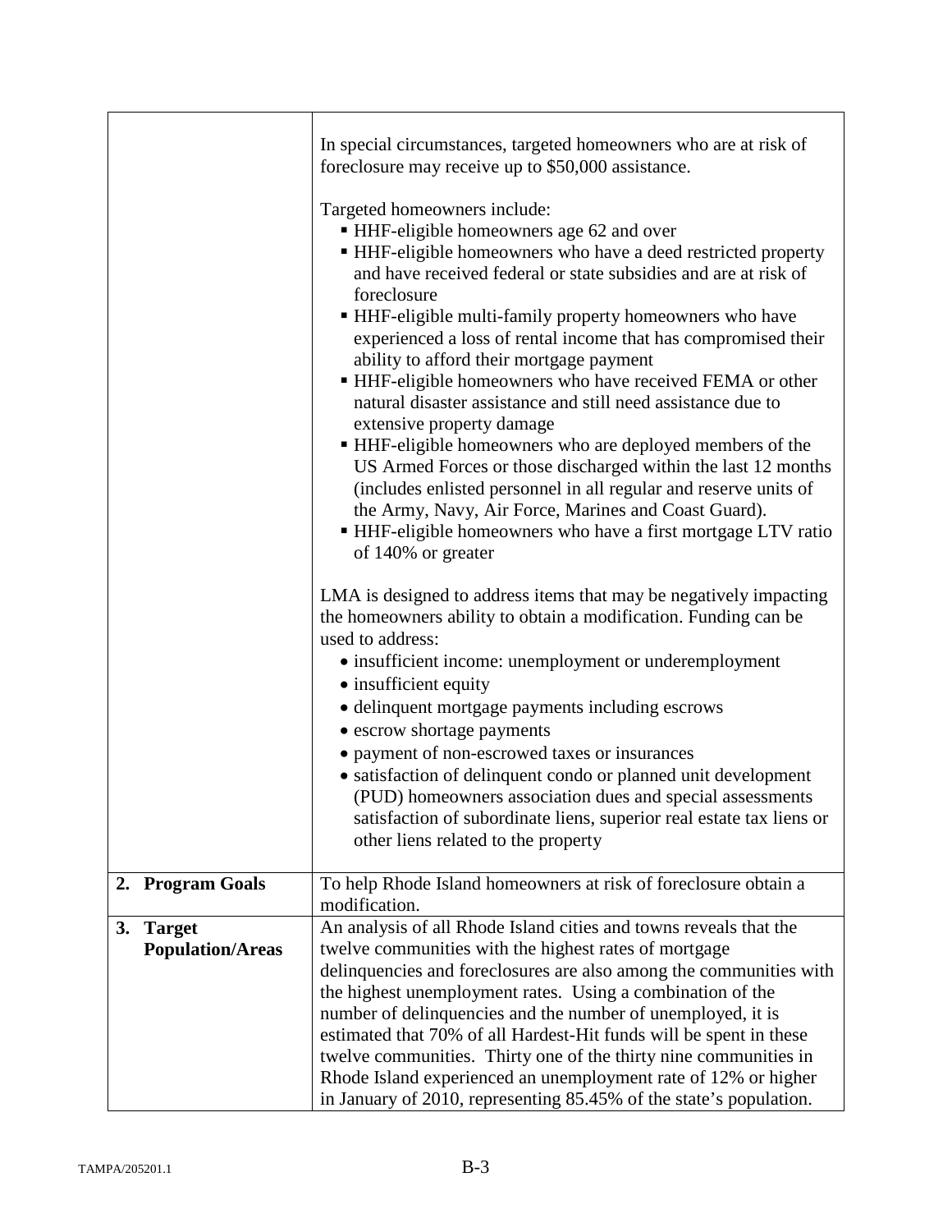| | |
|---|---|
| | In special circumstances, targeted homeowners who are at risk of foreclosure may receive up to $50,000 assistance.<br><br>Targeted homeowners include:<br>▪ HHF-eligible homeowners age 62 and over<br>▪ HHF-eligible homeowners who have a deed restricted property and have received federal or state subsidies and are at risk of foreclosure<br>▪ HHF-eligible multi-family property homeowners who have experienced a loss of rental income that has compromised their ability to afford their mortgage payment<br>▪ HHF-eligible homeowners who have received FEMA or other natural disaster assistance and still need assistance due to extensive property damage<br>▪ HHF-eligible homeowners who are deployed members of the US Armed Forces or those discharged within the last 12 months (includes enlisted personnel in all regular and reserve units of the Army, Navy, Air Force, Marines and Coast Guard).<br>▪ HHF-eligible homeowners who have a first mortgage LTV ratio of 140% or greater<br><br>LMA is designed to address items that may be negatively impacting the homeowners ability to obtain a modification. Funding can be used to address:<br>• insufficient income: unemployment or underemployment<br>• insufficient equity<br>• delinquent mortgage payments including escrows<br>• escrow shortage payments<br>• payment of non-escrowed taxes or insurances<br>• satisfaction of delinquent condo or planned unit development (PUD) homeowners association dues and special assessments satisfaction of subordinate liens, superior real estate tax liens or other liens related to the property |
| **2. Program Goals** | To help Rhode Island homeowners at risk of foreclosure obtain a modification. |
| **3. Target Population/Areas** | An analysis of all Rhode Island cities and towns reveals that the twelve communities with the highest rates of mortgage delinquencies and foreclosures are also among the communities with the highest unemployment rates. Using a combination of the number of delinquencies and the number of unemployed, it is estimated that 70% of all Hardest-Hit funds will be spent in these twelve communities. Thirty one of the thirty nine communities in Rhode Island experienced an unemployment rate of 12% or higher in January of 2010, representing 85.45% of the state's population. |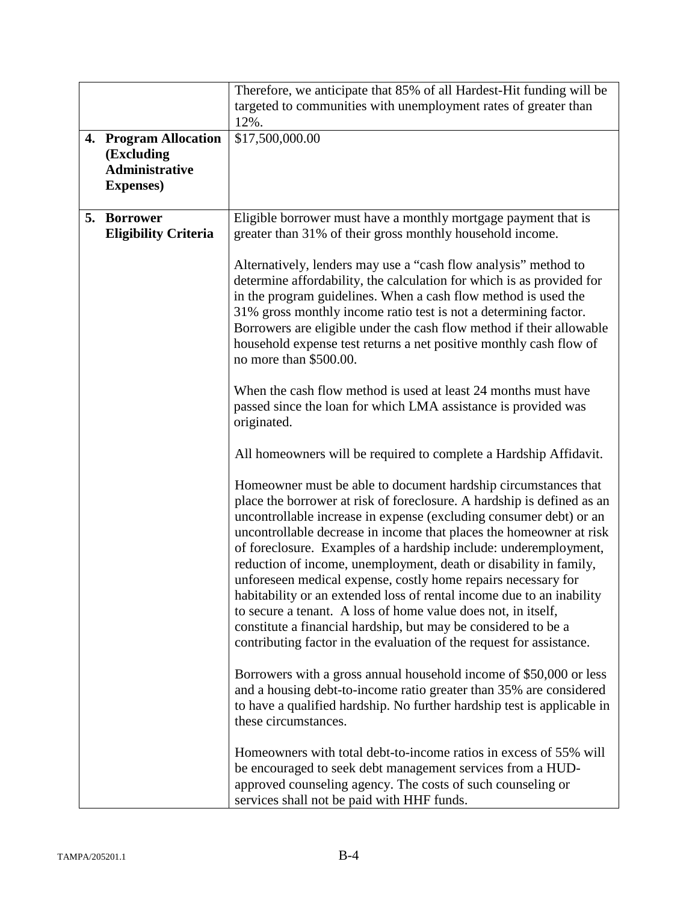| | |
|---|---|
| | Therefore, we anticipate that 85% of all Hardest-Hit funding will be targeted to communities with unemployment rates of greater than 12%. |
| **4. Program Allocation (Excluding Administrative Expenses)** | $17,500,000.00 |
| **5. Borrower Eligibility Criteria** | Eligible borrower must have a monthly mortgage payment that is greater than 31% of their gross monthly household income.<br><br>Alternatively, lenders may use a "cash flow analysis" method to determine affordability, the calculation for which is as provided for in the program guidelines. When a cash flow method is used the 31% gross monthly income ratio test is not a determining factor. Borrowers are eligible under the cash flow method if their allowable household expense test returns a net positive monthly cash flow of no more than $500.00.<br><br>When the cash flow method is used at least 24 months must have passed since the loan for which LMA assistance is provided was originated.<br><br>All homeowners will be required to complete a Hardship Affidavit.<br><br>Homeowner must be able to document hardship circumstances that place the borrower at risk of foreclosure. A hardship is defined as an uncontrollable increase in expense (excluding consumer debt) or an uncontrollable decrease in income that places the homeowner at risk of foreclosure. Examples of a hardship include: underemployment, reduction of income, unemployment, death or disability in family, unforeseen medical expense, costly home repairs necessary for habitability or an extended loss of rental income due to an inability to secure a tenant. A loss of home value does not, in itself, constitute a financial hardship, but may be considered to be a contributing factor in the evaluation of the request for assistance.<br><br>Borrowers with a gross annual household income of $50,000 or less and a housing debt-to-income ratio greater than 35% are considered to have a qualified hardship. No further hardship test is applicable in these circumstances.<br><br>Homeowners with total debt-to-income ratios in excess of 55% will be encouraged to seek debt management services from a HUD-approved counseling agency. The costs of such counseling or services shall not be paid with HHF funds. |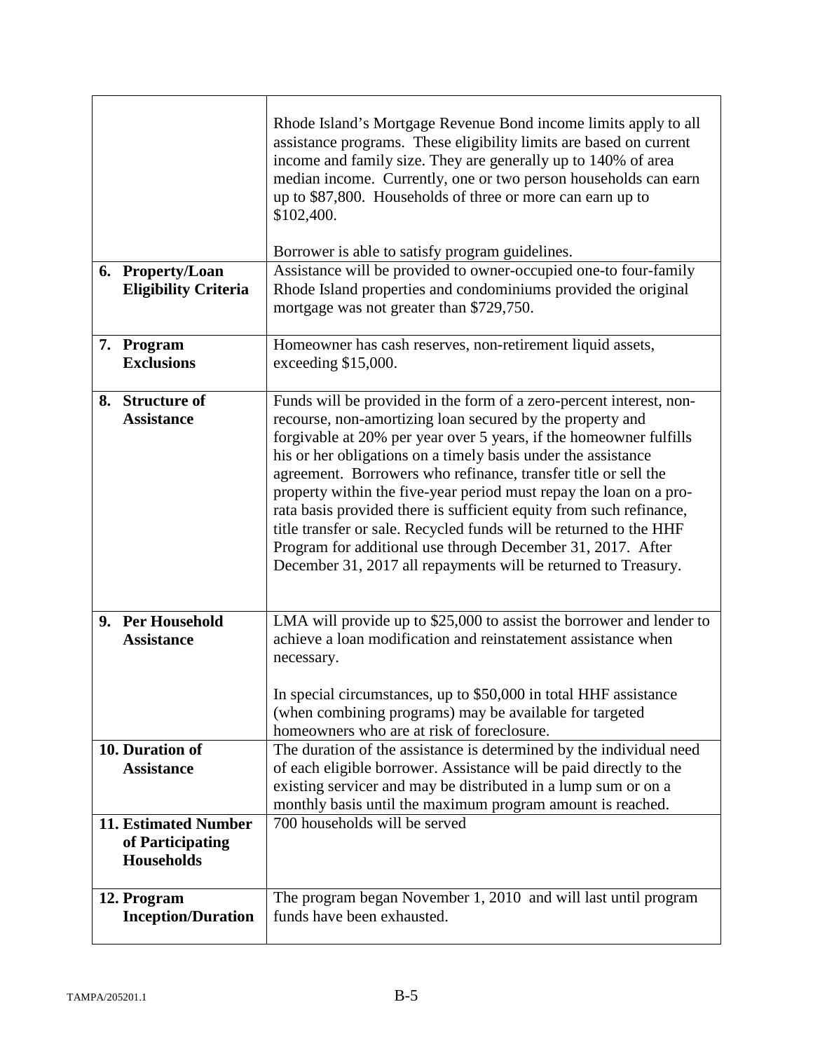| | |
|---|---|
| | Rhode Island's Mortgage Revenue Bond income limits apply to all assistance programs. These eligibility limits are based on current income and family size. They are generally up to 140% of area median income. Currently, one or two person households can earn up to \$87,800. Households of three or more can earn up to \$102,400.<br><br>Borrower is able to satisfy program guidelines. |
| **6. Property/Loan Eligibility Criteria** | Assistance will be provided to owner-occupied one-to four-family Rhode Island properties and condominiums provided the original mortgage was not greater than \$729,750. |
| **7. Program Exclusions** | Homeowner has cash reserves, non-retirement liquid assets, exceeding \$15,000. |
| **8. Structure of Assistance** | Funds will be provided in the form of a zero-percent interest, non-recourse, non-amortizing loan secured by the property and forgivable at 20% per year over 5 years, if the homeowner fulfills his or her obligations on a timely basis under the assistance agreement. Borrowers who refinance, transfer title or sell the property within the five-year period must repay the loan on a pro-rata basis provided there is sufficient equity from such refinance, title transfer or sale. Recycled funds will be returned to the HHF Program for additional use through December 31, 2017. After December 31, 2017 all repayments will be returned to Treasury. |
| **9. Per Household Assistance** | LMA will provide up to \$25,000 to assist the borrower and lender to achieve a loan modification and reinstatement assistance when necessary.<br><br>In special circumstances, up to \$50,000 in total HHF assistance (when combining programs) may be available for targeted homeowners who are at risk of foreclosure. |
| **10. Duration of Assistance** | The duration of the assistance is determined by the individual need of each eligible borrower. Assistance will be paid directly to the existing servicer and may be distributed in a lump sum or on a monthly basis until the maximum program amount is reached. |
| **11. Estimated Number of Participating Households** | 700 households will be served |
| **12. Program Inception/Duration** | The program began November 1, 2010 and will last until program funds have been exhausted. |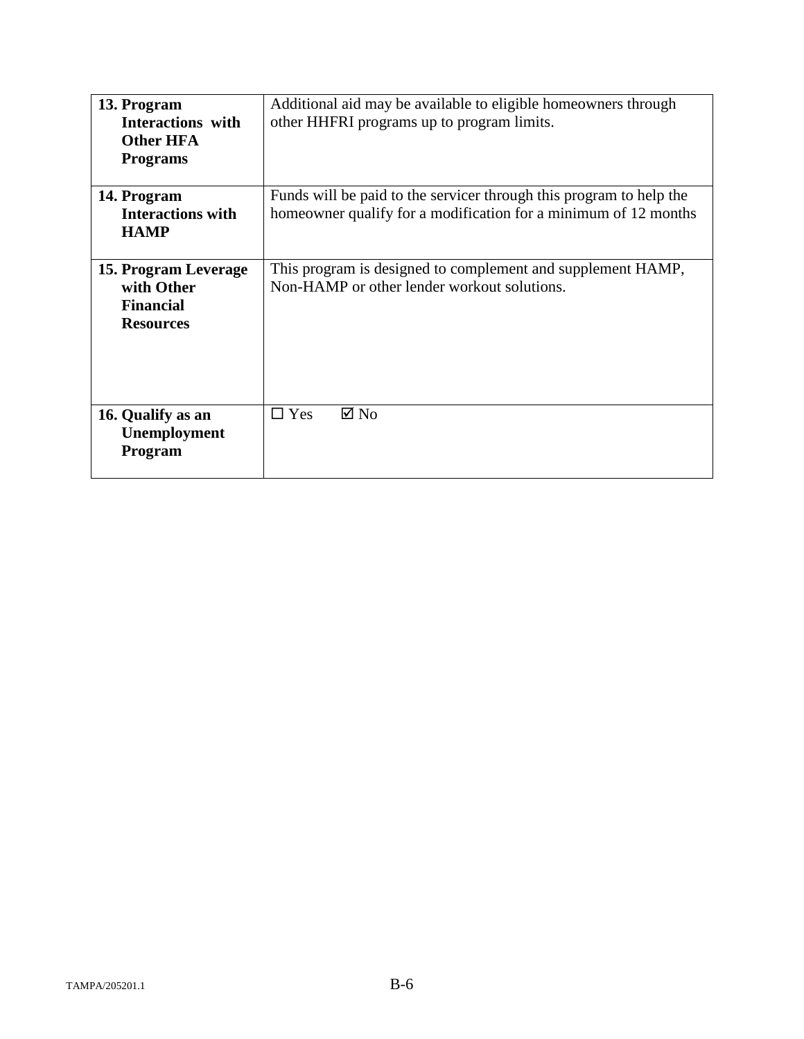| | |
|---|---|
| **13. Program Interactions with Other HFA Programs** | Additional aid may be available to eligible homeowners through other HHFRI programs up to program limits. |
| **14. Program Interactions with HAMP** | Funds will be paid to the servicer through this program to help the homeowner qualify for a modification for a minimum of 12 months |
| **15. Program Leverage with Other Financial Resources** | This program is designed to complement and supplement HAMP, Non-HAMP or other lender workout solutions. |
| **16. Qualify as an Unemployment Program** | ☐ Yes ☑ No |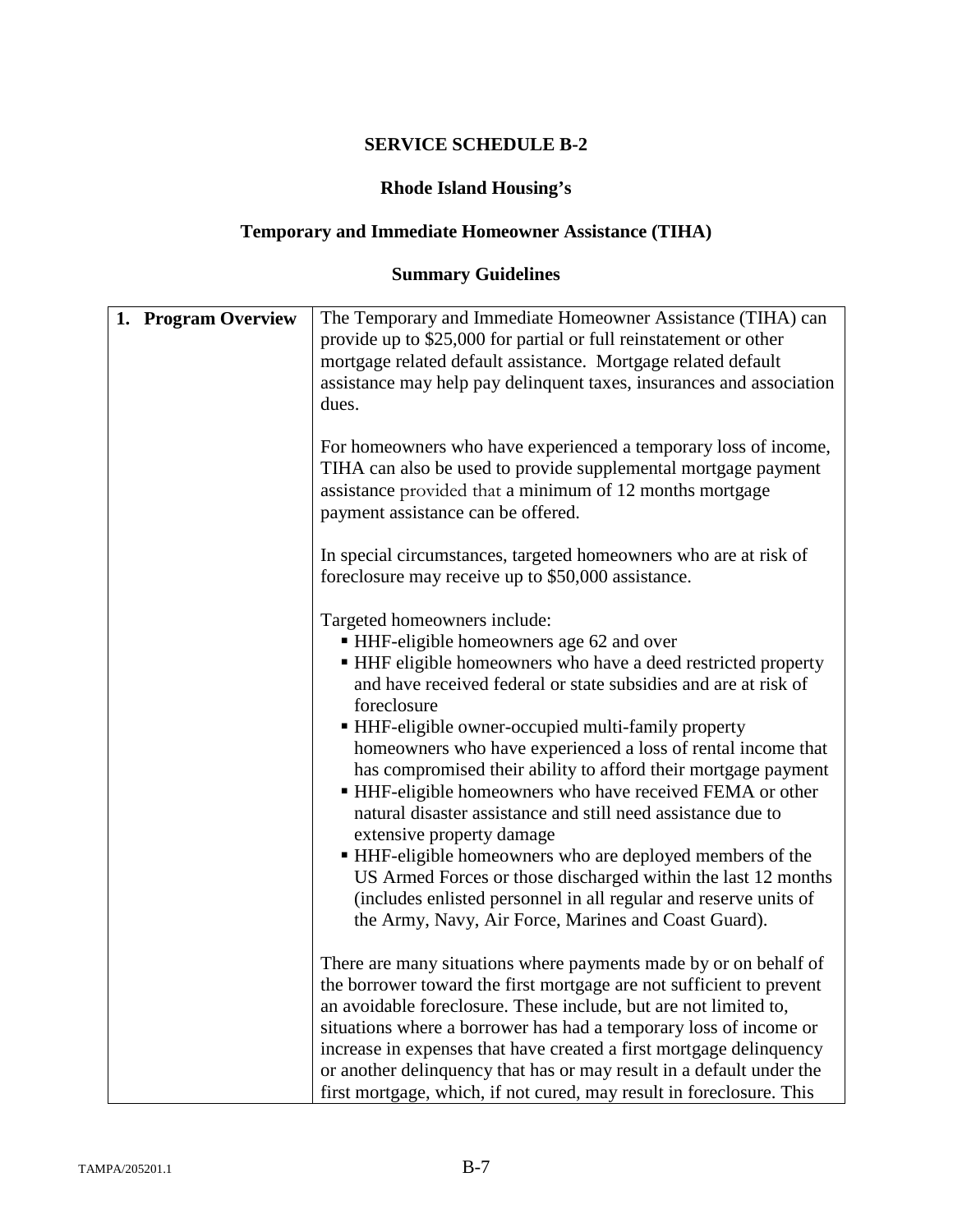# SERVICE SCHEDULE B-2

## Rhode Island Housing's

## Temporary and Immediate Homeowner Assistance (TIHA)

## Summary Guidelines

| | |
|---|---|
| **1. Program Overview** | The Temporary and Immediate Homeowner Assistance (TIHA) can provide up to $25,000 for partial or full reinstatement or other mortgage related default assistance. Mortgage related default assistance may help pay delinquent taxes, insurances and association dues.<br><br>For homeowners who have experienced a temporary loss of income, TIHA can also be used to provide supplemental mortgage payment assistance provided that a minimum of 12 months mortgage payment assistance can be offered.<br><br>In special circumstances, targeted homeowners who are at risk of foreclosure may receive up to $50,000 assistance.<br><br>Targeted homeowners include:<br>▪ HHF-eligible homeowners age 62 and over<br>▪ HHF eligible homeowners who have a deed restricted property and have received federal or state subsidies and are at risk of foreclosure<br>▪ HHF-eligible owner-occupied multi-family property homeowners who have experienced a loss of rental income that has compromised their ability to afford their mortgage payment<br>▪ HHF-eligible homeowners who have received FEMA or other natural disaster assistance and still need assistance due to extensive property damage<br>▪ HHF-eligible homeowners who are deployed members of the US Armed Forces or those discharged within the last 12 months (includes enlisted personnel in all regular and reserve units of the Army, Navy, Air Force, Marines and Coast Guard).<br><br>There are many situations where payments made by or on behalf of the borrower toward the first mortgage are not sufficient to prevent an avoidable foreclosure. These include, but are not limited to, situations where a borrower has had a temporary loss of income or increase in expenses that have created a first mortgage delinquency or another delinquency that has or may result in a default under the first mortgage, which, if not cured, may result in foreclosure. This |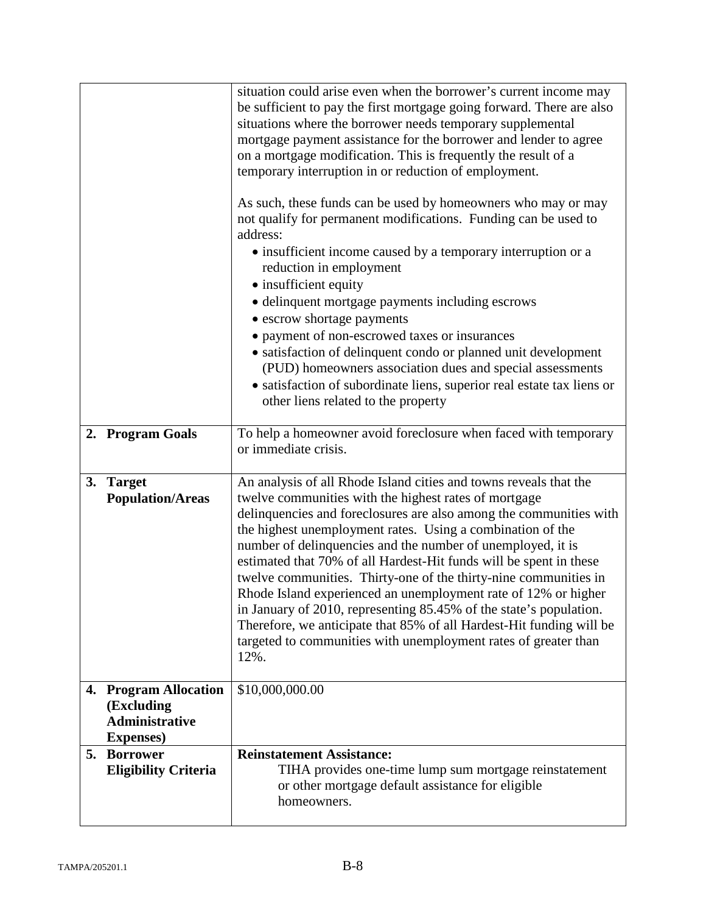| | |
|---|---|
| | situation could arise even when the borrower's current income may be sufficient to pay the first mortgage going forward. There are also situations where the borrower needs temporary supplemental mortgage payment assistance for the borrower and lender to agree on a mortgage modification. This is frequently the result of a temporary interruption in or reduction of employment.<br><br>As such, these funds can be used by homeowners who may or may not qualify for permanent modifications. Funding can be used to address:<br>• insufficient income caused by a temporary interruption or a reduction in employment<br>• insufficient equity<br>• delinquent mortgage payments including escrows<br>• escrow shortage payments<br>• payment of non-escrowed taxes or insurances<br>• satisfaction of delinquent condo or planned unit development (PUD) homeowners association dues and special assessments<br>• satisfaction of subordinate liens, superior real estate tax liens or other liens related to the property |
| **2. Program Goals** | To help a homeowner avoid foreclosure when faced with temporary or immediate crisis. |
| **3. Target Population/Areas** | An analysis of all Rhode Island cities and towns reveals that the twelve communities with the highest rates of mortgage delinquencies and foreclosures are also among the communities with the highest unemployment rates. Using a combination of the number of delinquencies and the number of unemployed, it is estimated that 70% of all Hardest-Hit funds will be spent in these twelve communities. Thirty-one of the thirty-nine communities in Rhode Island experienced an unemployment rate of 12% or higher in January of 2010, representing 85.45% of the state's population. Therefore, we anticipate that 85% of all Hardest-Hit funding will be targeted to communities with unemployment rates of greater than 12%. |
| **4. Program Allocation (Excluding Administrative Expenses)** | $10,000,000.00 |
| **5. Borrower Eligibility Criteria** | **Reinstatement Assistance:**<br>TIHA provides one-time lump sum mortgage reinstatement or other mortgage default assistance for eligible homeowners. |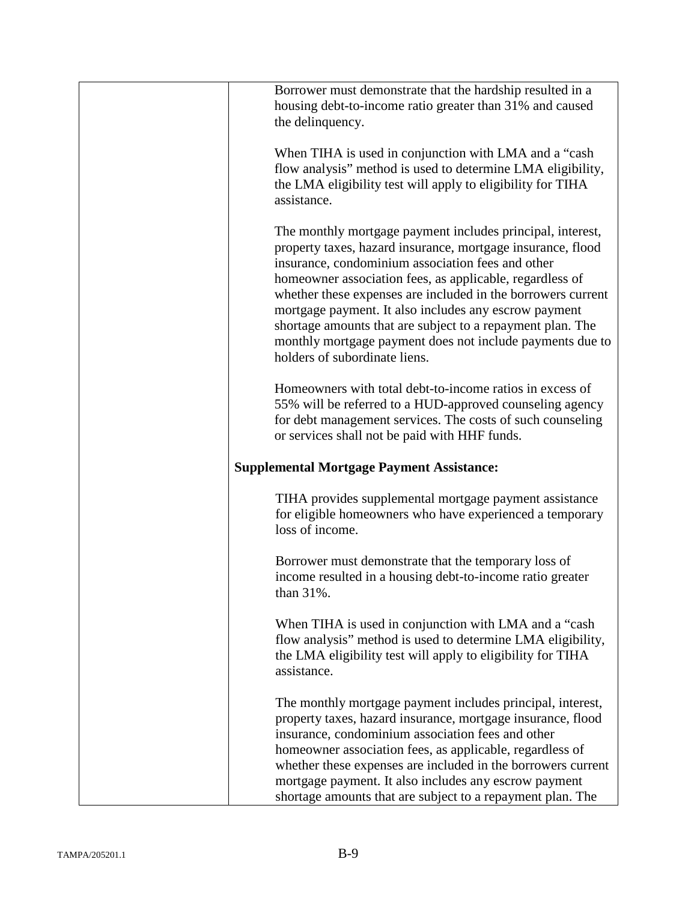| | Borrower must demonstrate that the hardship resulted in a housing debt-to-income ratio greater than 31% and caused the delinquency.<br><br>When TIHA is used in conjunction with LMA and a "cash flow analysis" method is used to determine LMA eligibility, the LMA eligibility test will apply to eligibility for TIHA assistance.<br><br>The monthly mortgage payment includes principal, interest, property taxes, hazard insurance, mortgage insurance, flood insurance, condominium association fees and other homeowner association fees, as applicable, regardless of whether these expenses are included in the borrowers current mortgage payment. It also includes any escrow payment shortage amounts that are subject to a repayment plan. The monthly mortgage payment does not include payments due to holders of subordinate liens.<br><br>Homeowners with total debt-to-income ratios in excess of 55% will be referred to a HUD-approved counseling agency for debt management services. The costs of such counseling or services shall not be paid with HHF funds.<br><br>**Supplemental Mortgage Payment Assistance:**<br><br>TIHA provides supplemental mortgage payment assistance for eligible homeowners who have experienced a temporary loss of income.<br><br>Borrower must demonstrate that the temporary loss of income resulted in a housing debt-to-income ratio greater than 31%.<br><br>When TIHA is used in conjunction with LMA and a "cash flow analysis" method is used to determine LMA eligibility, the LMA eligibility test will apply to eligibility for TIHA assistance.<br><br>The monthly mortgage payment includes principal, interest, property taxes, hazard insurance, mortgage insurance, flood insurance, condominium association fees and other homeowner association fees, as applicable, regardless of whether these expenses are included in the borrowers current mortgage payment. It also includes any escrow payment shortage amounts that are subject to a repayment plan. The |
|---|---|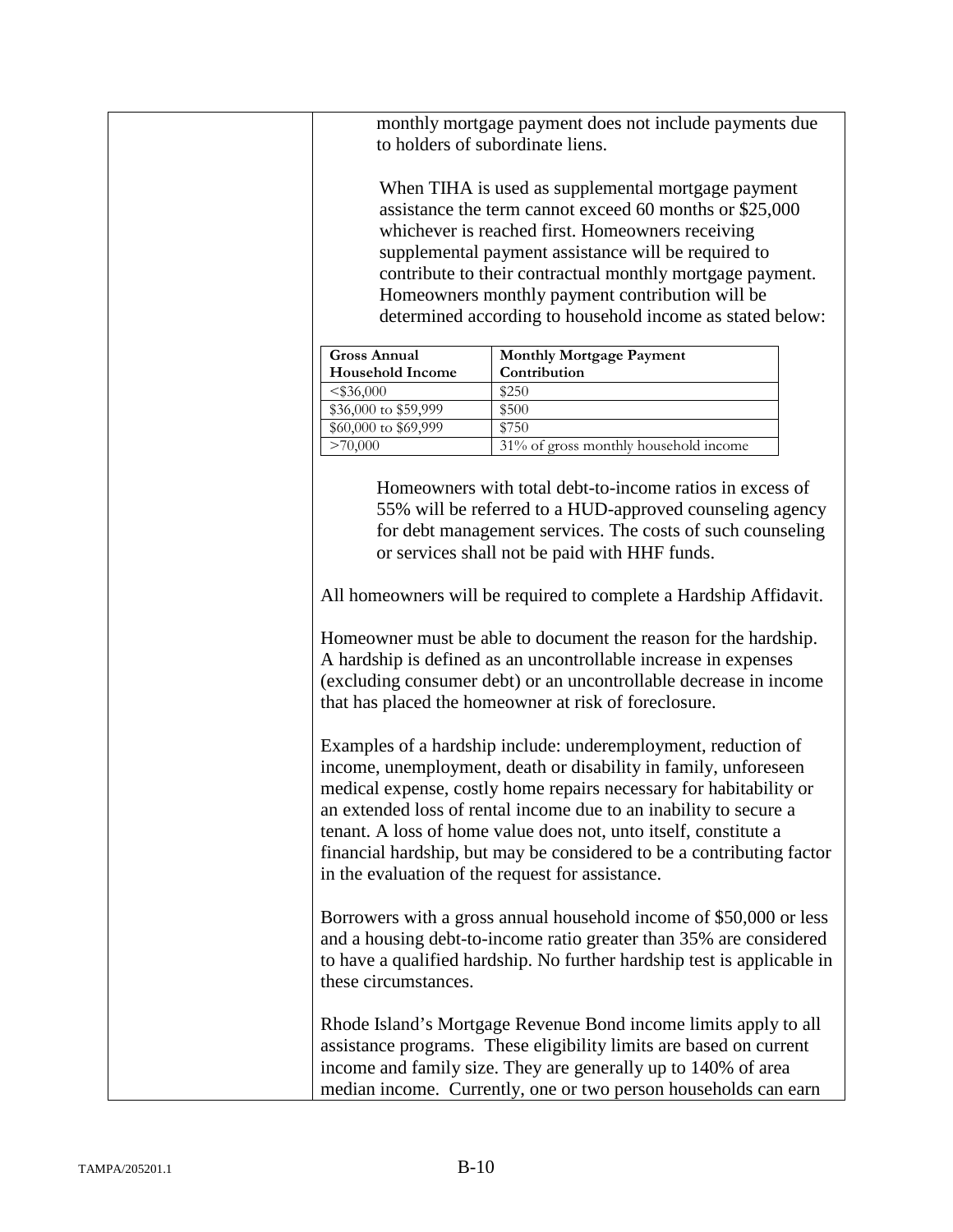monthly mortgage payment does not include payments due to holders of subordinate liens.

When TIHA is used as supplemental mortgage payment assistance the term cannot exceed 60 months or $25,000 whichever is reached first. Homeowners receiving supplemental payment assistance will be required to contribute to their contractual monthly mortgage payment. Homeowners monthly payment contribution will be determined according to household income as stated below:

| Gross Annual Household Income | Monthly Mortgage Payment Contribution |
|---|---|
| <$36,000 | $250 |
| $36,000 to $59,999 | $500 |
| $60,000 to $69,999 | $750 |
| >70,000 | 31% of gross monthly household income |

Homeowners with total debt-to-income ratios in excess of 55% will be referred to a HUD-approved counseling agency for debt management services. The costs of such counseling or services shall not be paid with HHF funds.

All homeowners will be required to complete a Hardship Affidavit.

Homeowner must be able to document the reason for the hardship. A hardship is defined as an uncontrollable increase in expenses (excluding consumer debt) or an uncontrollable decrease in income that has placed the homeowner at risk of foreclosure.

Examples of a hardship include: underemployment, reduction of income, unemployment, death or disability in family, unforeseen medical expense, costly home repairs necessary for habitability or an extended loss of rental income due to an inability to secure a tenant. A loss of home value does not, unto itself, constitute a financial hardship, but may be considered to be a contributing factor in the evaluation of the request for assistance.

Borrowers with a gross annual household income of $50,000 or less and a housing debt-to-income ratio greater than 35% are considered to have a qualified hardship. No further hardship test is applicable in these circumstances.

Rhode Island's Mortgage Revenue Bond income limits apply to all assistance programs. These eligibility limits are based on current income and family size. They are generally up to 140% of area median income. Currently, one or two person households can earn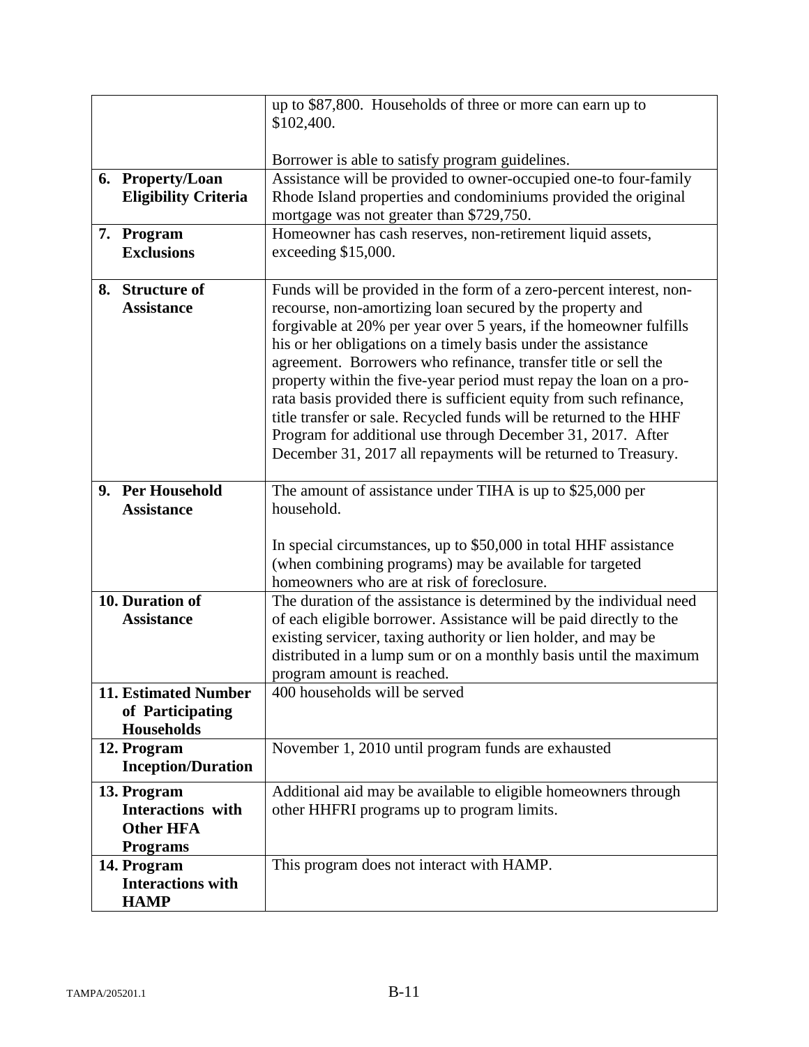| | |
|---|---|
| | up to $87,800. Households of three or more can earn up to $102,400.<br><br>Borrower is able to satisfy program guidelines. |
| **6. Property/Loan Eligibility Criteria** | Assistance will be provided to owner-occupied one-to four-family Rhode Island properties and condominiums provided the original mortgage was not greater than $729,750. |
| **7. Program Exclusions** | Homeowner has cash reserves, non-retirement liquid assets, exceeding $15,000. |
| **8. Structure of Assistance** | Funds will be provided in the form of a zero-percent interest, non-recourse, non-amortizing loan secured by the property and forgivable at 20% per year over 5 years, if the homeowner fulfills his or her obligations on a timely basis under the assistance agreement. Borrowers who refinance, transfer title or sell the property within the five-year period must repay the loan on a pro-rata basis provided there is sufficient equity from such refinance, title transfer or sale. Recycled funds will be returned to the HHF Program for additional use through December 31, 2017. After December 31, 2017 all repayments will be returned to Treasury. |
| **9. Per Household Assistance** | The amount of assistance under TIHA is up to $25,000 per household.<br><br>In special circumstances, up to $50,000 in total HHF assistance (when combining programs) may be available for targeted homeowners who are at risk of foreclosure. |
| **10. Duration of Assistance** | The duration of the assistance is determined by the individual need of each eligible borrower. Assistance will be paid directly to the existing servicer, taxing authority or lien holder, and may be distributed in a lump sum or on a monthly basis until the maximum program amount is reached. |
| **11. Estimated Number of Participating Households** | 400 households will be served |
| **12. Program Inception/Duration** | November 1, 2010 until program funds are exhausted |
| **13. Program Interactions with Other HFA Programs** | Additional aid may be available to eligible homeowners through other HHFRI programs up to program limits. |
| **14. Program Interactions with HAMP** | This program does not interact with HAMP. |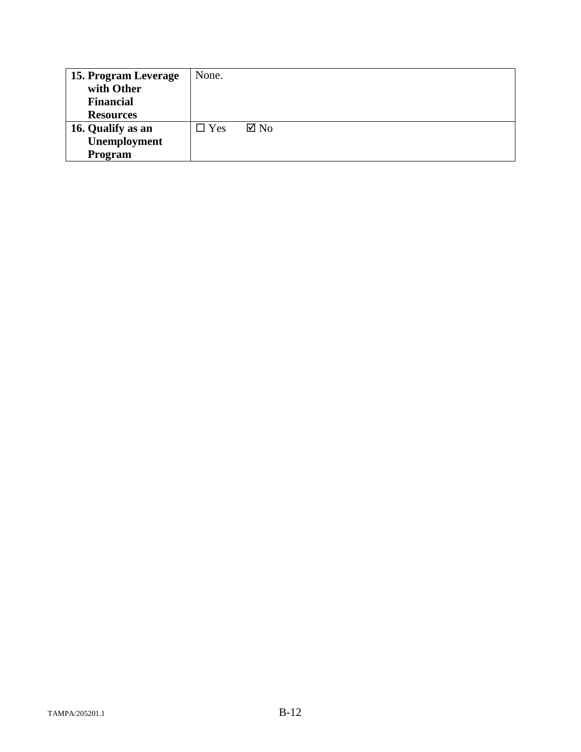| **15. Program Leverage with Other Financial Resources** | None. |
|---|---|
| **16. Qualify as an Unemployment Program** | ☐ Yes ☑ No |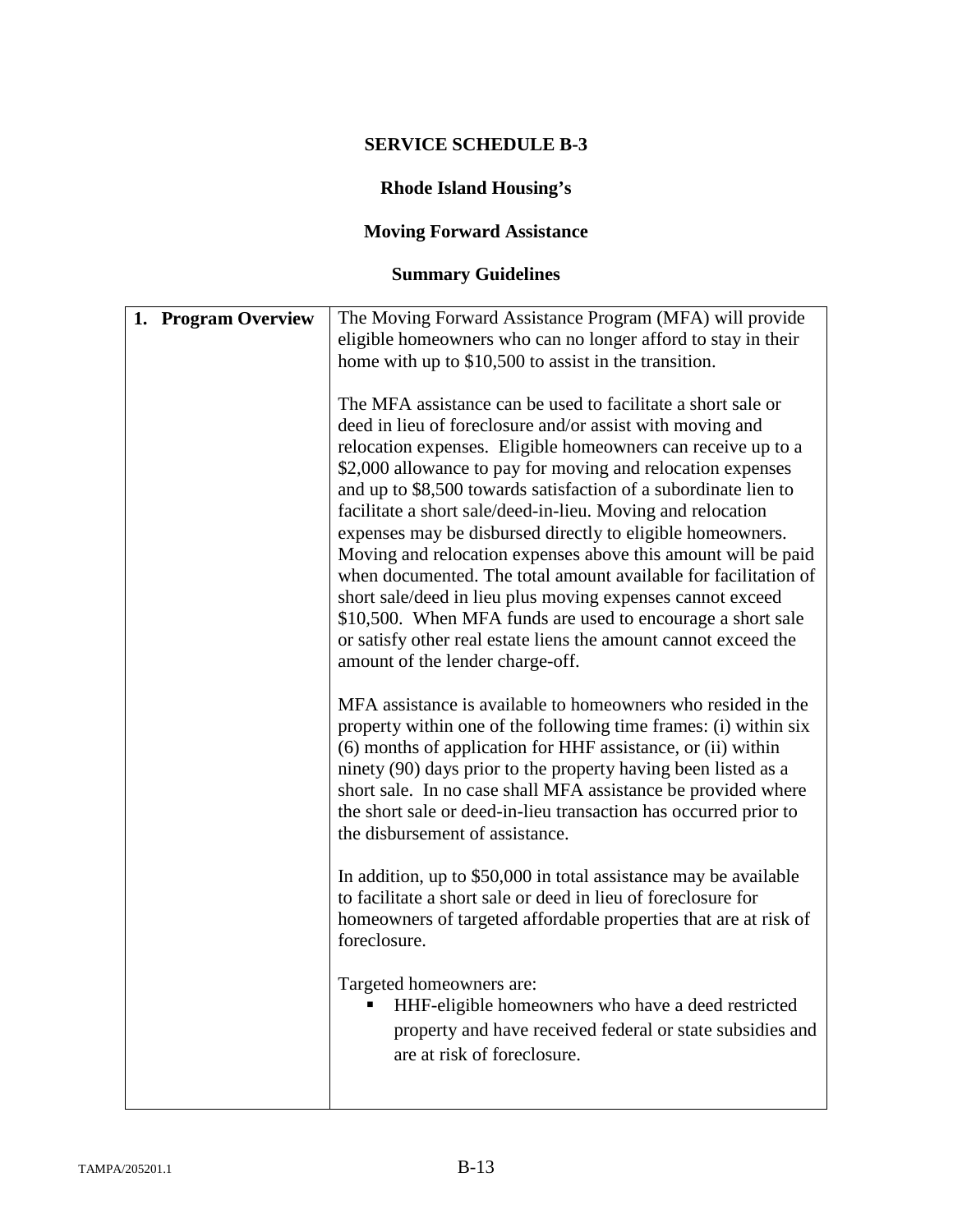## SERVICE SCHEDULE B-3

## Rhode Island Housing's

## Moving Forward Assistance

## Summary Guidelines

| | |
|---|---|
| **1. Program Overview** | The Moving Forward Assistance Program (MFA) will provide eligible homeowners who can no longer afford to stay in their home with up to $10,500 to assist in the transition.<br><br>The MFA assistance can be used to facilitate a short sale or deed in lieu of foreclosure and/or assist with moving and relocation expenses. Eligible homeowners can receive up to a $2,000 allowance to pay for moving and relocation expenses and up to $8,500 towards satisfaction of a subordinate lien to facilitate a short sale/deed-in-lieu. Moving and relocation expenses may be disbursed directly to eligible homeowners. Moving and relocation expenses above this amount will be paid when documented. The total amount available for facilitation of short sale/deed in lieu plus moving expenses cannot exceed $10,500. When MFA funds are used to encourage a short sale or satisfy other real estate liens the amount cannot exceed the amount of the lender charge-off.<br><br>MFA assistance is available to homeowners who resided in the property within one of the following time frames: (i) within six (6) months of application for HHF assistance, or (ii) within ninety (90) days prior to the property having been listed as a short sale. In no case shall MFA assistance be provided where the short sale or deed-in-lieu transaction has occurred prior to the disbursement of assistance.<br><br>In addition, up to $50,000 in total assistance may be available to facilitate a short sale or deed in lieu of foreclosure for homeowners of targeted affordable properties that are at risk of foreclosure.<br><br>Targeted homeowners are:<br>▪ HHF-eligible homeowners who have a deed restricted property and have received federal or state subsidies and are at risk of foreclosure. |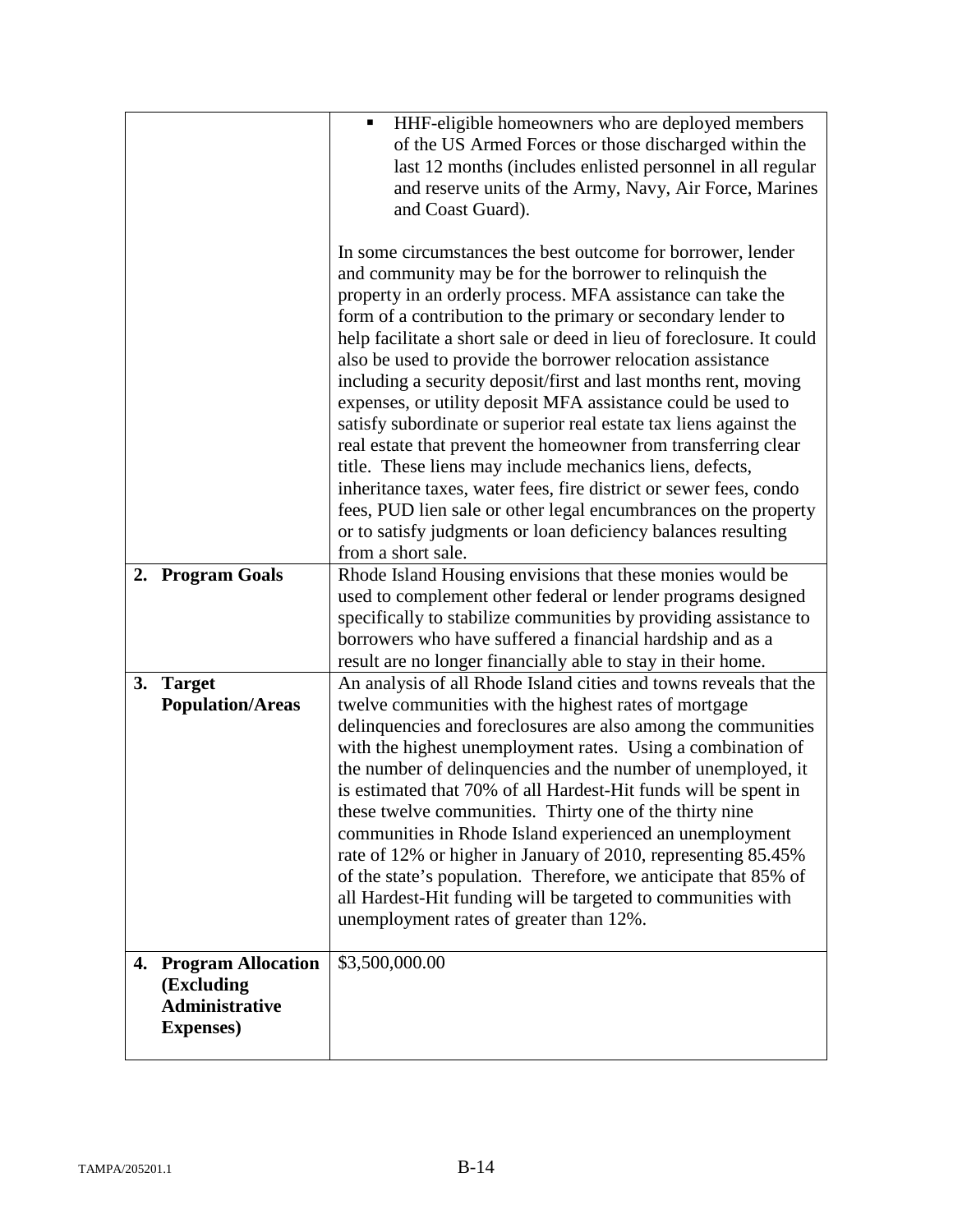| | |
|---|---|
| | ▪ HHF-eligible homeowners who are deployed members of the US Armed Forces or those discharged within the last 12 months (includes enlisted personnel in all regular and reserve units of the Army, Navy, Air Force, Marines and Coast Guard).<br><br>In some circumstances the best outcome for borrower, lender and community may be for the borrower to relinquish the property in an orderly process. MFA assistance can take the form of a contribution to the primary or secondary lender to help facilitate a short sale or deed in lieu of foreclosure. It could also be used to provide the borrower relocation assistance including a security deposit/first and last months rent, moving expenses, or utility deposit MFA assistance could be used to satisfy subordinate or superior real estate tax liens against the real estate that prevent the homeowner from transferring clear title. These liens may include mechanics liens, defects, inheritance taxes, water fees, fire district or sewer fees, condo fees, PUD lien sale or other legal encumbrances on the property or to satisfy judgments or loan deficiency balances resulting from a short sale. |
| **2. Program Goals** | Rhode Island Housing envisions that these monies would be used to complement other federal or lender programs designed specifically to stabilize communities by providing assistance to borrowers who have suffered a financial hardship and as a result are no longer financially able to stay in their home. |
| **3. Target Population/Areas** | An analysis of all Rhode Island cities and towns reveals that the twelve communities with the highest rates of mortgage delinquencies and foreclosures are also among the communities with the highest unemployment rates. Using a combination of the number of delinquencies and the number of unemployed, it is estimated that 70% of all Hardest-Hit funds will be spent in these twelve communities. Thirty one of the thirty nine communities in Rhode Island experienced an unemployment rate of 12% or higher in January of 2010, representing 85.45% of the state's population. Therefore, we anticipate that 85% of all Hardest-Hit funding will be targeted to communities with unemployment rates of greater than 12%. |
| **4. Program Allocation (Excluding Administrative Expenses)** | $3,500,000.00 |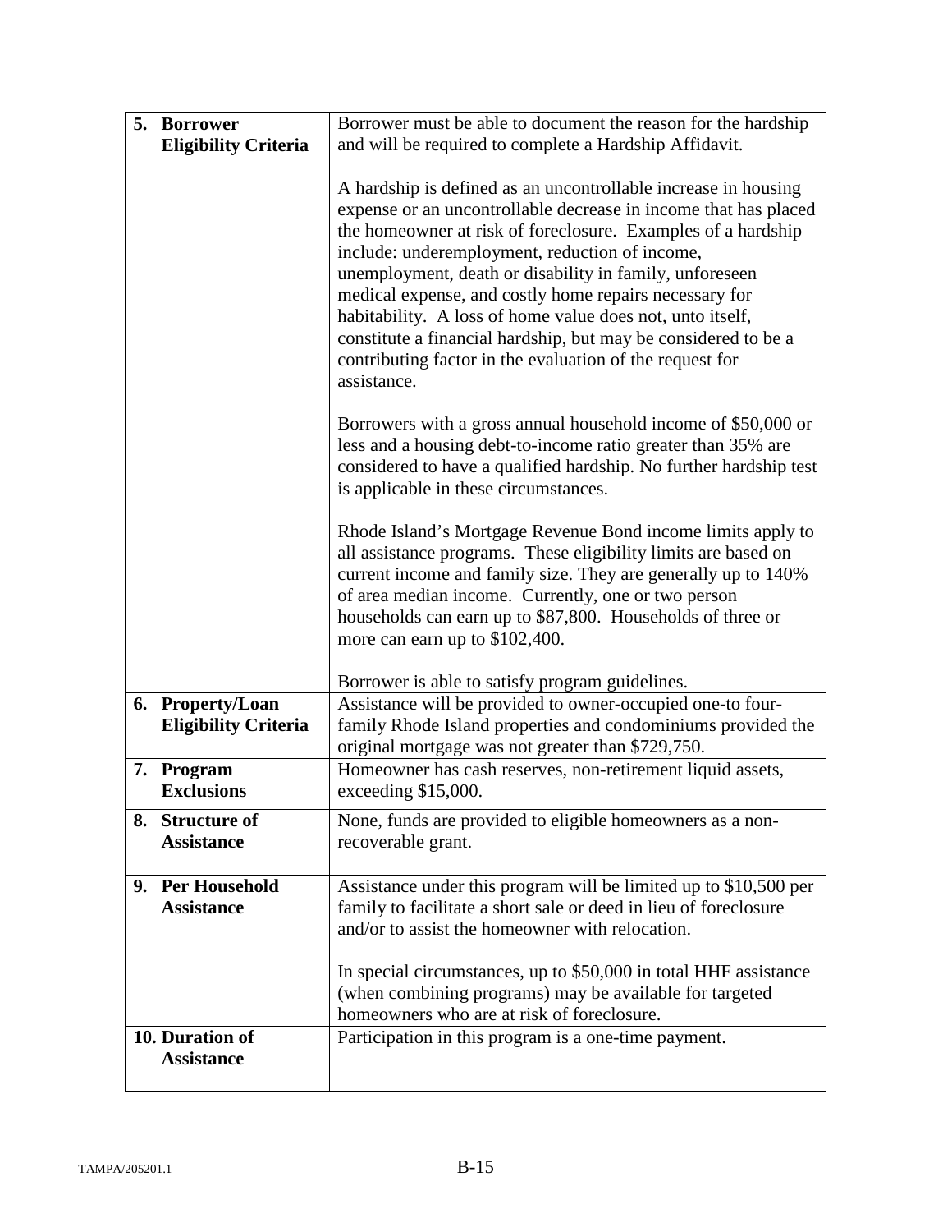| | |
|---|---|
| **5. Borrower Eligibility Criteria** | Borrower must be able to document the reason for the hardship and will be required to complete a Hardship Affidavit.<br><br>A hardship is defined as an uncontrollable increase in housing expense or an uncontrollable decrease in income that has placed the homeowner at risk of foreclosure. Examples of a hardship include: underemployment, reduction of income, unemployment, death or disability in family, unforeseen medical expense, and costly home repairs necessary for habitability. A loss of home value does not, unto itself, constitute a financial hardship, but may be considered to be a contributing factor in the evaluation of the request for assistance.<br><br>Borrowers with a gross annual household income of $50,000 or less and a housing debt-to-income ratio greater than 35% are considered to have a qualified hardship. No further hardship test is applicable in these circumstances.<br><br>Rhode Island's Mortgage Revenue Bond income limits apply to all assistance programs. These eligibility limits are based on current income and family size. They are generally up to 140% of area median income. Currently, one or two person households can earn up to $87,800. Households of three or more can earn up to $102,400.<br><br>Borrower is able to satisfy program guidelines. |
| **6. Property/Loan Eligibility Criteria** | Assistance will be provided to owner-occupied one-to four-family Rhode Island properties and condominiums provided the original mortgage was not greater than $729,750. |
| **7. Program Exclusions** | Homeowner has cash reserves, non-retirement liquid assets, exceeding $15,000. |
| **8. Structure of Assistance** | None, funds are provided to eligible homeowners as a non-recoverable grant. |
| **9. Per Household Assistance** | Assistance under this program will be limited up to $10,500 per family to facilitate a short sale or deed in lieu of foreclosure and/or to assist the homeowner with relocation.<br><br>In special circumstances, up to $50,000 in total HHF assistance (when combining programs) may be available for targeted homeowners who are at risk of foreclosure. |
| **10. Duration of Assistance** | Participation in this program is a one-time payment. |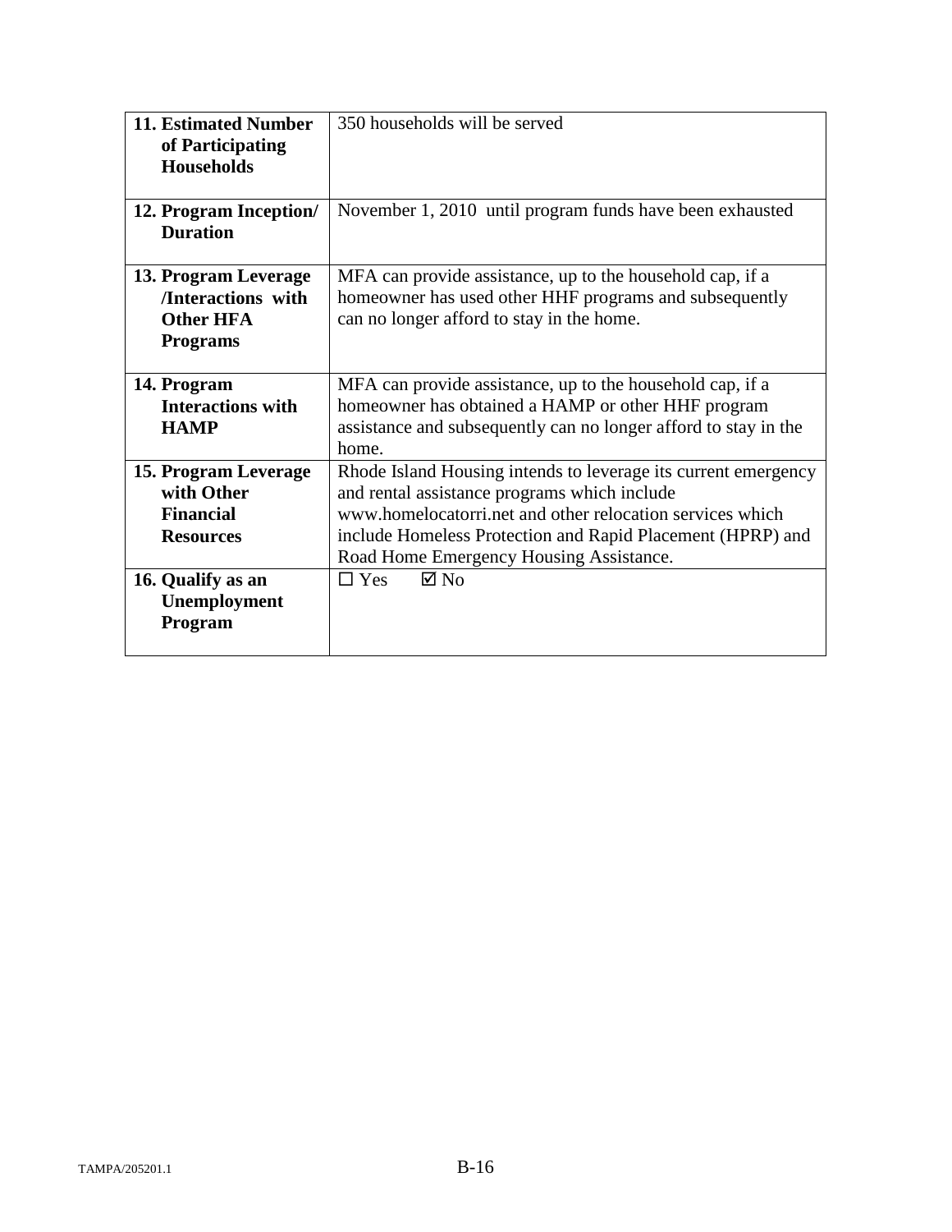| | |
|---|---|
| **11. Estimated Number of Participating Households** | 350 households will be served |
| **12. Program Inception/ Duration** | November 1, 2010 until program funds have been exhausted |
| **13. Program Leverage /Interactions with Other HFA Programs** | MFA can provide assistance, up to the household cap, if a homeowner has used other HHF programs and subsequently can no longer afford to stay in the home. |
| **14. Program Interactions with HAMP** | MFA can provide assistance, up to the household cap, if a homeowner has obtained a HAMP or other HHF program assistance and subsequently can no longer afford to stay in the home. |
| **15. Program Leverage with Other Financial Resources** | Rhode Island Housing intends to leverage its current emergency and rental assistance programs which include www.homelocatorri.net and other relocation services which include Homeless Protection and Rapid Placement (HPRP) and Road Home Emergency Housing Assistance. |
| **16. Qualify as an Unemployment Program** | ☐ Yes ☑ No |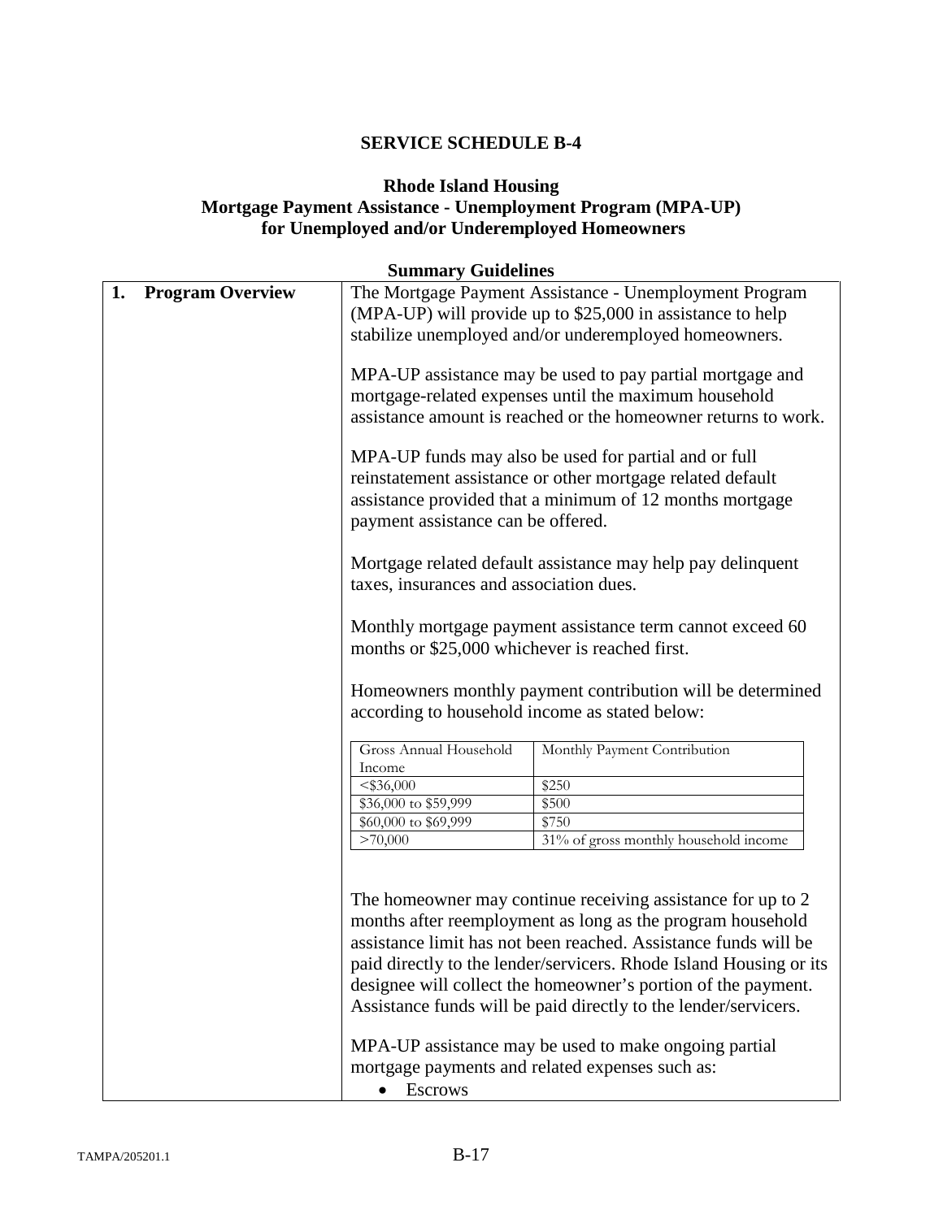**SERVICE SCHEDULE B-4**

**Rhode Island Housing**
**Mortgage Payment Assistance - Unemployment Program (MPA-UP)**
**for Unemployed and/or Underemployed Homeowners**

**Summary Guidelines**

<table>
<tr>
<td><strong>1. Program Overview</strong></td>
<td>
<p>The Mortgage Payment Assistance - Unemployment Program (MPA-UP) will provide up to $25,000 in assistance to help stabilize unemployed and/or underemployed homeowners.</p>
<p>MPA-UP assistance may be used to pay partial mortgage and mortgage-related expenses until the maximum household assistance amount is reached or the homeowner returns to work.</p>
<p>MPA-UP funds may also be used for partial and or full reinstatement assistance or other mortgage related default assistance provided that a minimum of 12 months mortgage payment assistance can be offered.</p>
<p>Mortgage related default assistance may help pay delinquent taxes, insurances and association dues.</p>
<p>Monthly mortgage payment assistance term cannot exceed 60 months or $25,000 whichever is reached first.</p>
<p>Homeowners monthly payment contribution will be determined according to household income as stated below:</p>
<table>
<tr><th>Gross Annual Household Income</th><th>Monthly Payment Contribution</th></tr>
<tr><td>&lt;$36,000</td><td>$250</td></tr>
<tr><td>$36,000 to $59,999</td><td>$500</td></tr>
<tr><td>$60,000 to $69,999</td><td>$750</td></tr>
<tr><td>&gt;70,000</td><td>31% of gross monthly household income</td></tr>
</table>
<p>The homeowner may continue receiving assistance for up to 2 months after reemployment as long as the program household assistance limit has not been reached. Assistance funds will be paid directly to the lender/servicers. Rhode Island Housing or its designee will collect the homeowner's portion of the payment. Assistance funds will be paid directly to the lender/servicers.</p>
<p>MPA-UP assistance may be used to make ongoing partial mortgage payments and related expenses such as:</p>
<ul><li>Escrows</li></ul>
</td>
</tr>
</table>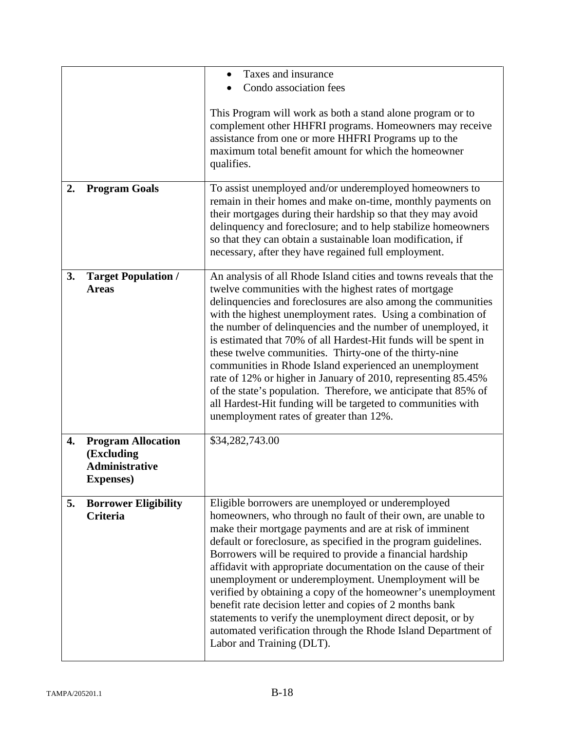| | |
|---|---|
| | • Taxes and insurance<br>• Condo association fees<br><br>This Program will work as both a stand alone program or to complement other HHFRI programs. Homeowners may receive assistance from one or more HHFRI Programs up to the maximum total benefit amount for which the homeowner qualifies. |
| **2. Program Goals** | To assist unemployed and/or underemployed homeowners to remain in their homes and make on-time, monthly payments on their mortgages during their hardship so that they may avoid delinquency and foreclosure; and to help stabilize homeowners so that they can obtain a sustainable loan modification, if necessary, after they have regained full employment. |
| **3. Target Population / Areas** | An analysis of all Rhode Island cities and towns reveals that the twelve communities with the highest rates of mortgage delinquencies and foreclosures are also among the communities with the highest unemployment rates. Using a combination of the number of delinquencies and the number of unemployed, it is estimated that 70% of all Hardest-Hit funds will be spent in these twelve communities. Thirty-one of the thirty-nine communities in Rhode Island experienced an unemployment rate of 12% or higher in January of 2010, representing 85.45% of the state's population. Therefore, we anticipate that 85% of all Hardest-Hit funding will be targeted to communities with unemployment rates of greater than 12%. |
| **4. Program Allocation (Excluding Administrative Expenses)** | $34,282,743.00 |
| **5. Borrower Eligibility Criteria** | Eligible borrowers are unemployed or underemployed homeowners, who through no fault of their own, are unable to make their mortgage payments and are at risk of imminent default or foreclosure, as specified in the program guidelines. Borrowers will be required to provide a financial hardship affidavit with appropriate documentation on the cause of their unemployment or underemployment. Unemployment will be verified by obtaining a copy of the homeowner's unemployment benefit rate decision letter and copies of 2 months bank statements to verify the unemployment direct deposit, or by automated verification through the Rhode Island Department of Labor and Training (DLT). |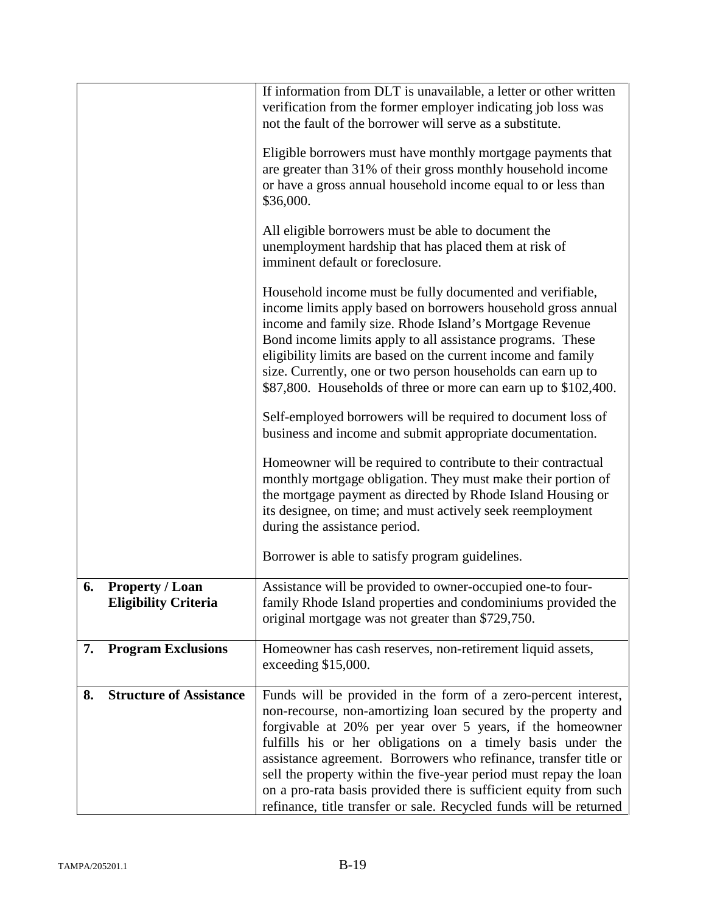| | |
|---|---|
| | If information from DLT is unavailable, a letter or other written verification from the former employer indicating job loss was not the fault of the borrower will serve as a substitute.<br><br>Eligible borrowers must have monthly mortgage payments that are greater than 31% of their gross monthly household income or have a gross annual household income equal to or less than $36,000.<br><br>All eligible borrowers must be able to document the unemployment hardship that has placed them at risk of imminent default or foreclosure.<br><br>Household income must be fully documented and verifiable, income limits apply based on borrowers household gross annual income and family size. Rhode Island's Mortgage Revenue Bond income limits apply to all assistance programs. These eligibility limits are based on the current income and family size. Currently, one or two person households can earn up to $87,800. Households of three or more can earn up to $102,400.<br><br>Self-employed borrowers will be required to document loss of business and income and submit appropriate documentation.<br><br>Homeowner will be required to contribute to their contractual monthly mortgage obligation. They must make their portion of the mortgage payment as directed by Rhode Island Housing or its designee, on time; and must actively seek reemployment during the assistance period.<br><br>Borrower is able to satisfy program guidelines. |
| **6. Property / Loan Eligibility Criteria** | Assistance will be provided to owner-occupied one-to four-family Rhode Island properties and condominiums provided the original mortgage was not greater than $729,750. |
| **7. Program Exclusions** | Homeowner has cash reserves, non-retirement liquid assets, exceeding $15,000. |
| **8. Structure of Assistance** | Funds will be provided in the form of a zero-percent interest, non-recourse, non-amortizing loan secured by the property and forgivable at 20% per year over 5 years, if the homeowner fulfills his or her obligations on a timely basis under the assistance agreement. Borrowers who refinance, transfer title or sell the property within the five-year period must repay the loan on a pro-rata basis provided there is sufficient equity from such refinance, title transfer or sale. Recycled funds will be returned |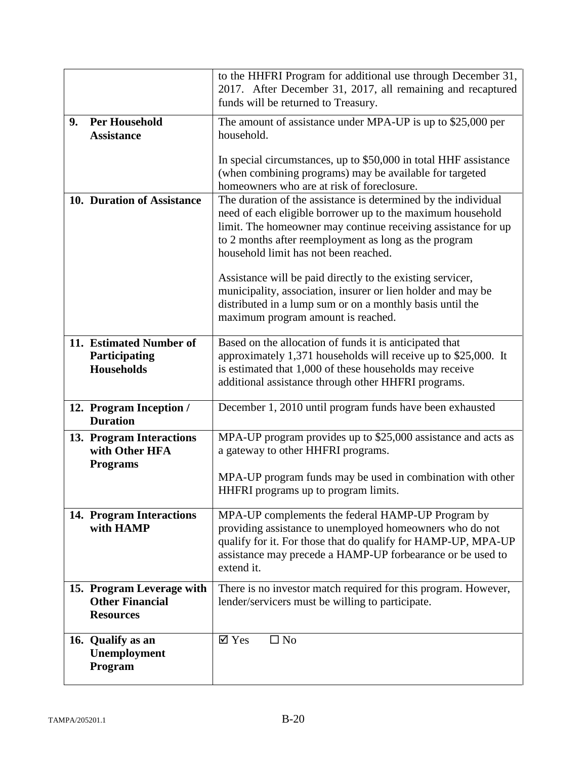| | |
|---|---|
| | to the HHFRI Program for additional use through December 31, 2017. After December 31, 2017, all remaining and recaptured funds will be returned to Treasury. |
| **9. Per Household Assistance** | The amount of assistance under MPA-UP is up to $25,000 per household.<br><br>In special circumstances, up to $50,000 in total HHF assistance (when combining programs) may be available for targeted homeowners who are at risk of foreclosure. |
| **10. Duration of Assistance** | The duration of the assistance is determined by the individual need of each eligible borrower up to the maximum household limit. The homeowner may continue receiving assistance for up to 2 months after reemployment as long as the program household limit has not been reached.<br><br>Assistance will be paid directly to the existing servicer, municipality, association, insurer or lien holder and may be distributed in a lump sum or on a monthly basis until the maximum program amount is reached. |
| **11. Estimated Number of Participating Households** | Based on the allocation of funds it is anticipated that approximately 1,371 households will receive up to $25,000. It is estimated that 1,000 of these households may receive additional assistance through other HHFRI programs. |
| **12. Program Inception / Duration** | December 1, 2010 until program funds have been exhausted |
| **13. Program Interactions with Other HFA Programs** | MPA-UP program provides up to $25,000 assistance and acts as a gateway to other HHFRI programs.<br><br>MPA-UP program funds may be used in combination with other HHFRI programs up to program limits. |
| **14. Program Interactions with HAMP** | MPA-UP complements the federal HAMP-UP Program by providing assistance to unemployed homeowners who do not qualify for it. For those that do qualify for HAMP-UP, MPA-UP assistance may precede a HAMP-UP forbearance or be used to extend it. |
| **15. Program Leverage with Other Financial Resources** | There is no investor match required for this program. However, lender/servicers must be willing to participate. |
| **16. Qualify as an Unemployment Program** | ☑ Yes ☐ No |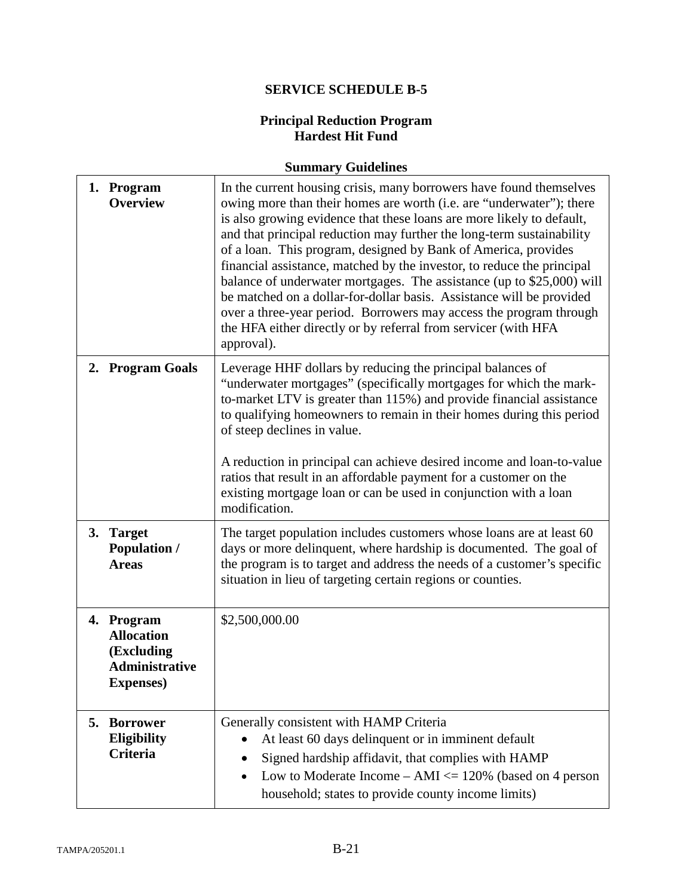# SERVICE SCHEDULE B-5

## Principal Reduction Program
## Hardest Hit Fund

### Summary Guidelines

| | |
|---|---|
| **1. Program Overview** | In the current housing crisis, many borrowers have found themselves owing more than their homes are worth (i.e. are "underwater"); there is also growing evidence that these loans are more likely to default, and that principal reduction may further the long-term sustainability of a loan. This program, designed by Bank of America, provides financial assistance, matched by the investor, to reduce the principal balance of underwater mortgages. The assistance (up to $25,000) will be matched on a dollar-for-dollar basis. Assistance will be provided over a three-year period. Borrowers may access the program through the HFA either directly or by referral from servicer (with HFA approval). |
| **2. Program Goals** | Leverage HHF dollars by reducing the principal balances of "underwater mortgages" (specifically mortgages for which the mark-to-market LTV is greater than 115%) and provide financial assistance to qualifying homeowners to remain in their homes during this period of steep declines in value.<br><br>A reduction in principal can achieve desired income and loan-to-value ratios that result in an affordable payment for a customer on the existing mortgage loan or can be used in conjunction with a loan modification. |
| **3. Target Population / Areas** | The target population includes customers whose loans are at least 60 days or more delinquent, where hardship is documented. The goal of the program is to target and address the needs of a customer's specific situation in lieu of targeting certain regions or counties. |
| **4. Program Allocation (Excluding Administrative Expenses)** | $2,500,000.00 |
| **5. Borrower Eligibility Criteria** | Generally consistent with HAMP Criteria<br>• At least 60 days delinquent or in imminent default<br>• Signed hardship affidavit, that complies with HAMP<br>• Low to Moderate Income – AMI <= 120% (based on 4 person household; states to provide county income limits) |

TAMPA/205201.1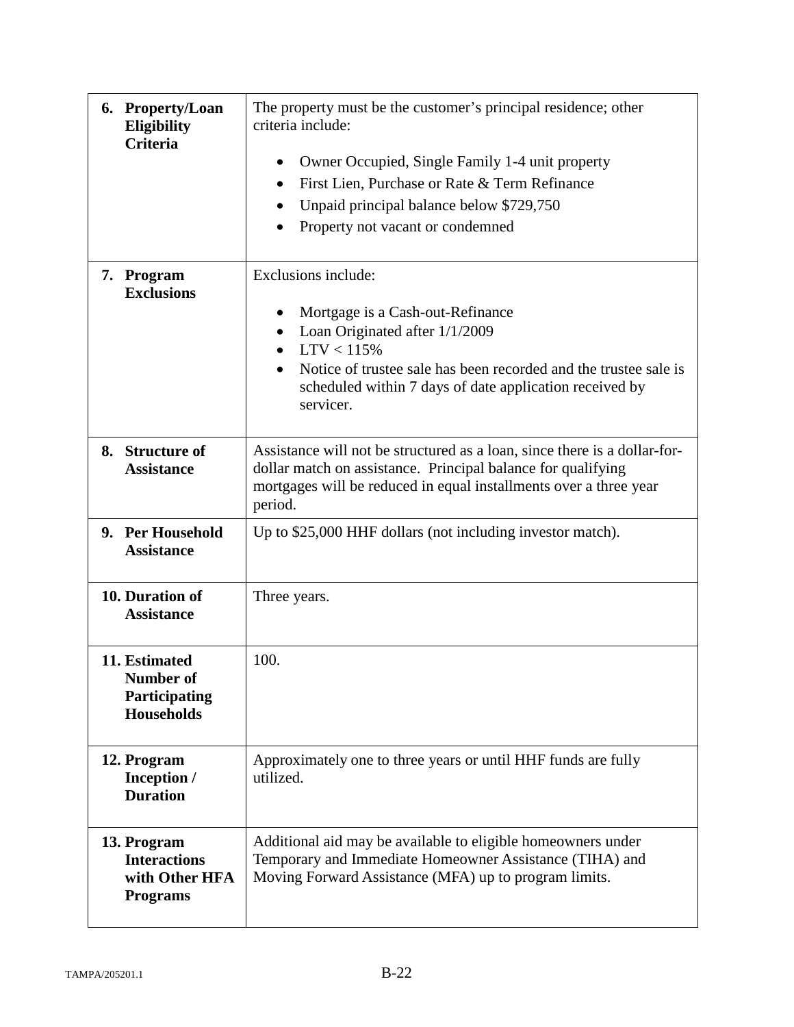| | |
|---|---|
| **6. Property/Loan Eligibility Criteria** | The property must be the customer's principal residence; other criteria include:<br>• Owner Occupied, Single Family 1-4 unit property<br>• First Lien, Purchase or Rate & Term Refinance<br>• Unpaid principal balance below $729,750<br>• Property not vacant or condemned |
| **7. Program Exclusions** | Exclusions include:<br>• Mortgage is a Cash-out-Refinance<br>• Loan Originated after 1/1/2009<br>• LTV < 115%<br>• Notice of trustee sale has been recorded and the trustee sale is scheduled within 7 days of date application received by servicer. |
| **8. Structure of Assistance** | Assistance will not be structured as a loan, since there is a dollar-for-dollar match on assistance. Principal balance for qualifying mortgages will be reduced in equal installments over a three year period. |
| **9. Per Household Assistance** | Up to $25,000 HHF dollars (not including investor match). |
| **10. Duration of Assistance** | Three years. |
| **11. Estimated Number of Participating Households** | 100. |
| **12. Program Inception / Duration** | Approximately one to three years or until HHF funds are fully utilized. |
| **13. Program Interactions with Other HFA Programs** | Additional aid may be available to eligible homeowners under Temporary and Immediate Homeowner Assistance (TIHA) and Moving Forward Assistance (MFA) up to program limits. |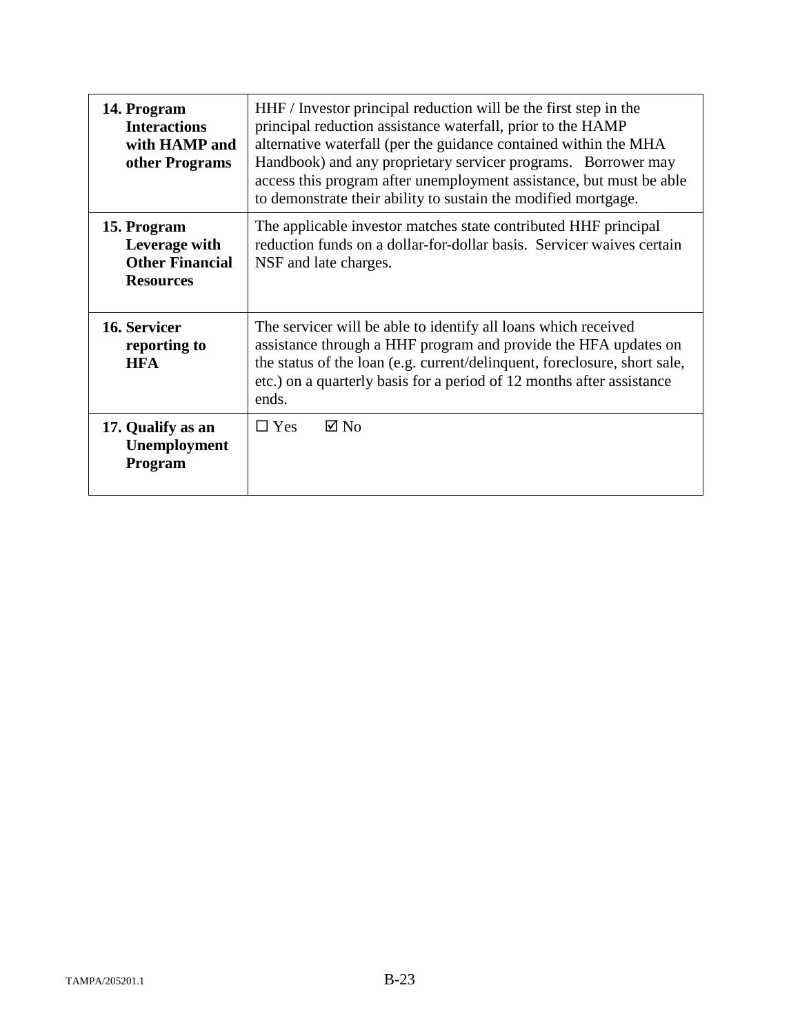| | |
|---|---|
| **14. Program Interactions with HAMP and other Programs** | HHF / Investor principal reduction will be the first step in the principal reduction assistance waterfall, prior to the HAMP alternative waterfall (per the guidance contained within the MHA Handbook) and any proprietary servicer programs. Borrower may access this program after unemployment assistance, but must be able to demonstrate their ability to sustain the modified mortgage. |
| **15. Program Leverage with Other Financial Resources** | The applicable investor matches state contributed HHF principal reduction funds on a dollar-for-dollar basis. Servicer waives certain NSF and late charges. |
| **16. Servicer reporting to HFA** | The servicer will be able to identify all loans which received assistance through a HHF program and provide the HFA updates on the status of the loan (e.g. current/delinquent, foreclosure, short sale, etc.) on a quarterly basis for a period of 12 months after assistance ends. |
| **17. Qualify as an Unemployment Program** | ☐ Yes ☑ No |